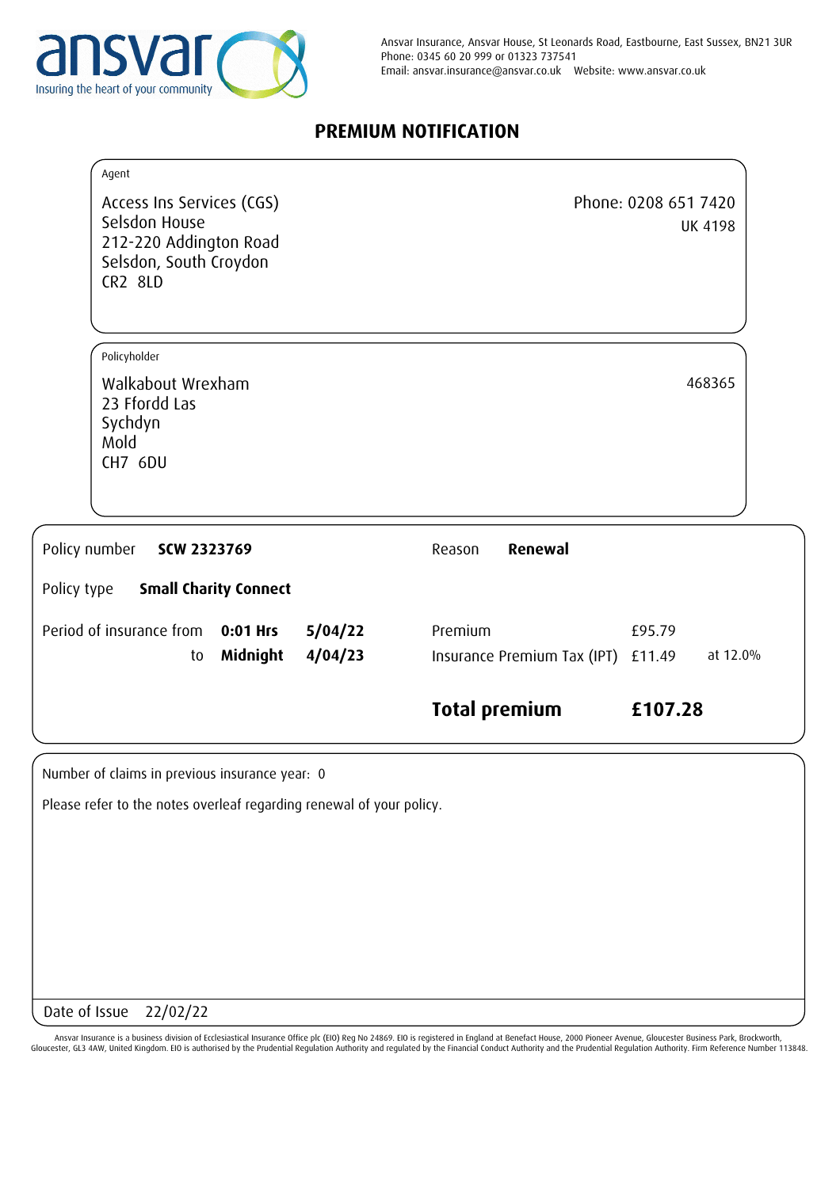ansvar
Insuring the heart of your community

Ansvar Insurance, Ansvar House, St Leonards Road, Eastbourne, East Sussex, BN21 3UR
Phone: 0345 60 20 999 or 01323 737541
Email: ansvar.insurance@ansvar.co.uk Website: www.ansvar.co.uk

# PREMIUM NOTIFICATION

Agent

Access Ins Services (CGS)
Selsdon House
212-220 Addington Road
Selsdon, South Croydon
CR2 8LD

Phone: 0208 651 7420
UK 4198

Policyholder

Walkabout Wrexham
23 Ffordd Las
Sychdyn
Mold
CH7 6DU

468365

Policy number **SCW 2323769**

Reason **Renewal**

Policy type **Small Charity Connect**

Period of insurance from **0:01 Hrs** **5/04/22**
to **Midnight** **4/04/23**

| | | |
|---|---|---|
| Premium | £95.79 | |
| Insurance Premium Tax (IPT) | £11.49 | at 12.0% |
| **Total premium** | **£107.28** | |

Number of claims in previous insurance year: 0

Please refer to the notes overleaf regarding renewal of your policy.

Date of Issue 22/02/22

Ansvar Insurance is a business division of Ecclesiastical Insurance Office plc (EIO) Reg No 24869. EIO is registered in England at Benefact House, 2000 Pioneer Avenue, Gloucester Business Park, Brockworth, Gloucester, GL3 4AW, United Kingdom. EIO is authorised by the Prudential Regulation Authority and regulated by the Financial Conduct Authority and the Prudential Regulation Authority. Firm Reference Number 113848.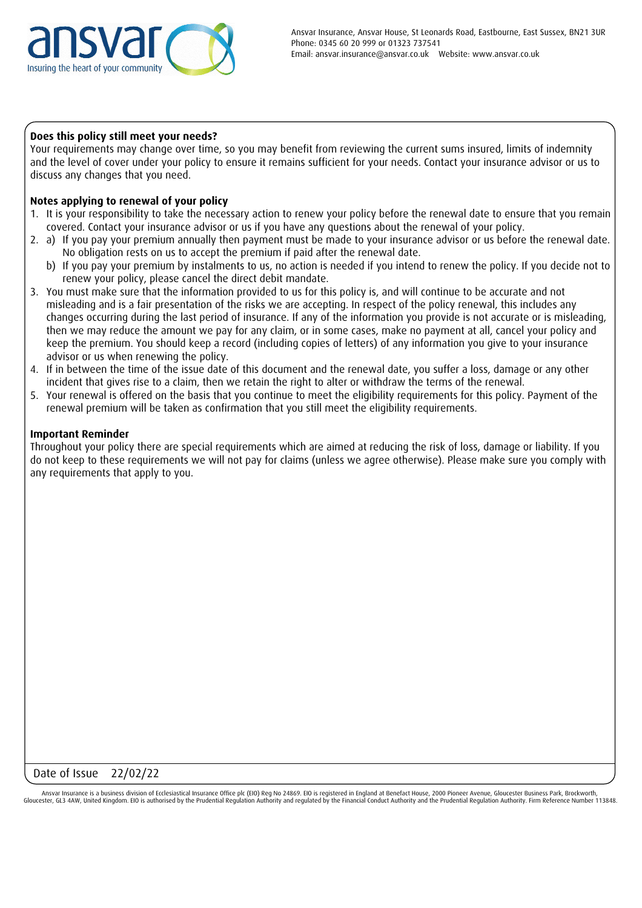Ansvar Insurance, Ansvar House, St Leonards Road, Eastbourne, East Sussex, BN21 3UR
Phone: 0345 60 20 999 or 01323 737541
Email: ansvar.insurance@ansvar.co.uk Website: www.ansvar.co.uk

**Does this policy still meet your needs?**

Your requirements may change over time, so you may benefit from reviewing the current sums insured, limits of indemnity and the level of cover under your policy to ensure it remains sufficient for your needs. Contact your insurance advisor or us to discuss any changes that you need.

**Notes applying to renewal of your policy**

1. It is your responsibility to take the necessary action to renew your policy before the renewal date to ensure that you remain covered. Contact your insurance advisor or us if you have any questions about the renewal of your policy.
2. a) If you pay your premium annually then payment must be made to your insurance advisor or us before the renewal date. No obligation rests on us to accept the premium if paid after the renewal date.
   b) If you pay your premium by instalments to us, no action is needed if you intend to renew the policy. If you decide not to renew your policy, please cancel the direct debit mandate.
3. You must make sure that the information provided to us for this policy is, and will continue to be accurate and not misleading and is a fair presentation of the risks we are accepting. In respect of the policy renewal, this includes any changes occurring during the last period of insurance. If any of the information you provide is not accurate or is misleading, then we may reduce the amount we pay for any claim, or in some cases, make no payment at all, cancel your policy and keep the premium. You should keep a record (including copies of letters) of any information you give to your insurance advisor or us when renewing the policy.
4. If in between the time of the issue date of this document and the renewal date, you suffer a loss, damage or any other incident that gives rise to a claim, then we retain the right to alter or withdraw the terms of the renewal.
5. Your renewal is offered on the basis that you continue to meet the eligibility requirements for this policy. Payment of the renewal premium will be taken as confirmation that you still meet the eligibility requirements.

**Important Reminder**

Throughout your policy there are special requirements which are aimed at reducing the risk of loss, damage or liability. If you do not keep to these requirements we will not pay for claims (unless we agree otherwise). Please make sure you comply with any requirements that apply to you.

Date of Issue 22/02/22

Ansvar Insurance is a business division of Ecclesiastical Insurance Office plc (EIO) Reg No 24869. EIO is registered in England at Benefact House, 2000 Pioneer Avenue, Gloucester Business Park, Brockworth, Gloucester, GL3 4AW, United Kingdom. EIO is authorised by the Prudential Regulation Authority and regulated by the Financial Conduct Authority and the Prudential Regulation Authority. Firm Reference Number 113848.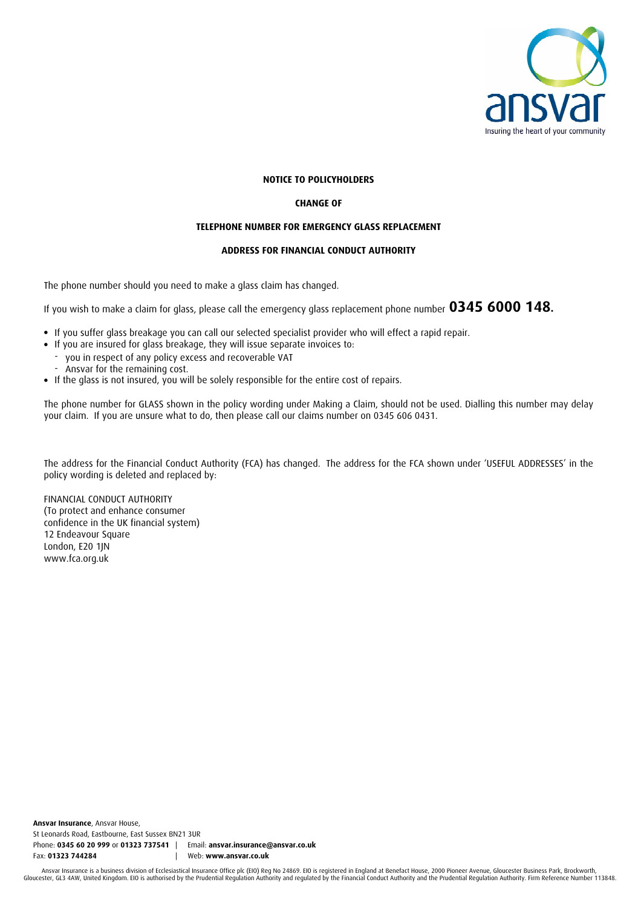ansvar
Insuring the heart of your community

**NOTICE TO POLICYHOLDERS**

**CHANGE OF**

**TELEPHONE NUMBER FOR EMERGENCY GLASS REPLACEMENT**

**ADDRESS FOR FINANCIAL CONDUCT AUTHORITY**

The phone number should you need to make a glass claim has changed.

If you wish to make a claim for glass, please call the emergency glass replacement phone number **0345 6000 148.**

- If you suffer glass breakage you can call our selected specialist provider who will effect a rapid repair.
- If you are insured for glass breakage, they will issue separate invoices to:
  - you in respect of any policy excess and recoverable VAT
  - Ansvar for the remaining cost.
- If the glass is not insured, you will be solely responsible for the entire cost of repairs.

The phone number for GLASS shown in the policy wording under Making a Claim, should not be used. Dialling this number may delay your claim. If you are unsure what to do, then please call our claims number on 0345 606 0431.

The address for the Financial Conduct Authority (FCA) has changed. The address for the FCA shown under 'USEFUL ADDRESSES' in the policy wording is deleted and replaced by:

FINANCIAL CONDUCT AUTHORITY
(To protect and enhance consumer
confidence in the UK financial system)
12 Endeavour Square
London, E20 1JN
www.fca.org.uk

**Ansvar Insurance**, Ansvar House,
St Leonards Road, Eastbourne, East Sussex BN21 3UR
Phone: **0345 60 20 999** or **01323 737541** | Email: **ansvar.insurance@ansvar.co.uk**
Fax: **01323 744284** | Web: **www.ansvar.co.uk**

Ansvar Insurance is a business division of Ecclesiastical Insurance Office plc (EIO) Reg No 24869. EIO is registered in England at Benefact House, 2000 Pioneer Avenue, Gloucester Business Park, Brockworth, Gloucester, GL3 4AW, United Kingdom. EIO is authorised by the Prudential Regulation Authority and regulated by the Financial Conduct Authority and the Prudential Regulation Authority. Firm Reference Number 113848.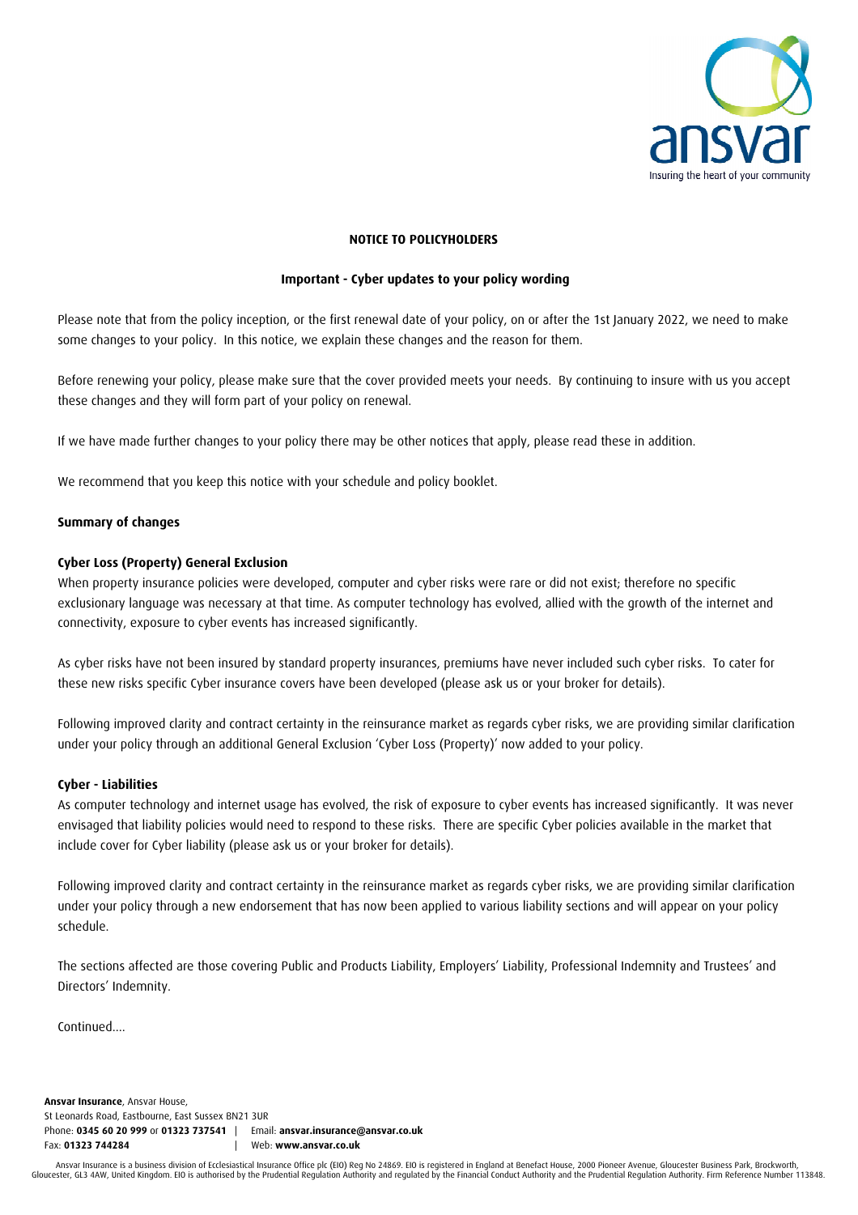**NOTICE TO POLICYHOLDERS**

**Important - Cyber updates to your policy wording**

Please note that from the policy inception, or the first renewal date of your policy, on or after the 1st January 2022, we need to make some changes to your policy. In this notice, we explain these changes and the reason for them.

Before renewing your policy, please make sure that the cover provided meets your needs. By continuing to insure with us you accept these changes and they will form part of your policy on renewal.

If we have made further changes to your policy there may be other notices that apply, please read these in addition.

We recommend that you keep this notice with your schedule and policy booklet.

**Summary of changes**

**Cyber Loss (Property) General Exclusion**

When property insurance policies were developed, computer and cyber risks were rare or did not exist; therefore no specific exclusionary language was necessary at that time. As computer technology has evolved, allied with the growth of the internet and connectivity, exposure to cyber events has increased significantly.

As cyber risks have not been insured by standard property insurances, premiums have never included such cyber risks. To cater for these new risks specific Cyber insurance covers have been developed (please ask us or your broker for details).

Following improved clarity and contract certainty in the reinsurance market as regards cyber risks, we are providing similar clarification under your policy through an additional General Exclusion 'Cyber Loss (Property)' now added to your policy.

**Cyber - Liabilities**

As computer technology and internet usage has evolved, the risk of exposure to cyber events has increased significantly. It was never envisaged that liability policies would need to respond to these risks. There are specific Cyber policies available in the market that include cover for Cyber liability (please ask us or your broker for details).

Following improved clarity and contract certainty in the reinsurance market as regards cyber risks, we are providing similar clarification under your policy through a new endorsement that has now been applied to various liability sections and will appear on your policy schedule.

The sections affected are those covering Public and Products Liability, Employers' Liability, Professional Indemnity and Trustees' and Directors' Indemnity.

Continued....

**Ansvar Insurance**, Ansvar House,
St Leonards Road, Eastbourne, East Sussex BN21 3UR
Phone: **0345 60 20 999** or **01323 737541** | Email: **ansvar.insurance@ansvar.co.uk**
Fax: **01323 744284** | Web: **www.ansvar.co.uk**

Ansvar Insurance is a business division of Ecclesiastical Insurance Office plc (EIO) Reg No 24869. EIO is registered in England at Benefact House, 2000 Pioneer Avenue, Gloucester Business Park, Brockworth, Gloucester, GL3 4AW, United Kingdom. EIO is authorised by the Prudential Regulation Authority and regulated by the Financial Conduct Authority and the Prudential Regulation Authority. Firm Reference Number 113848.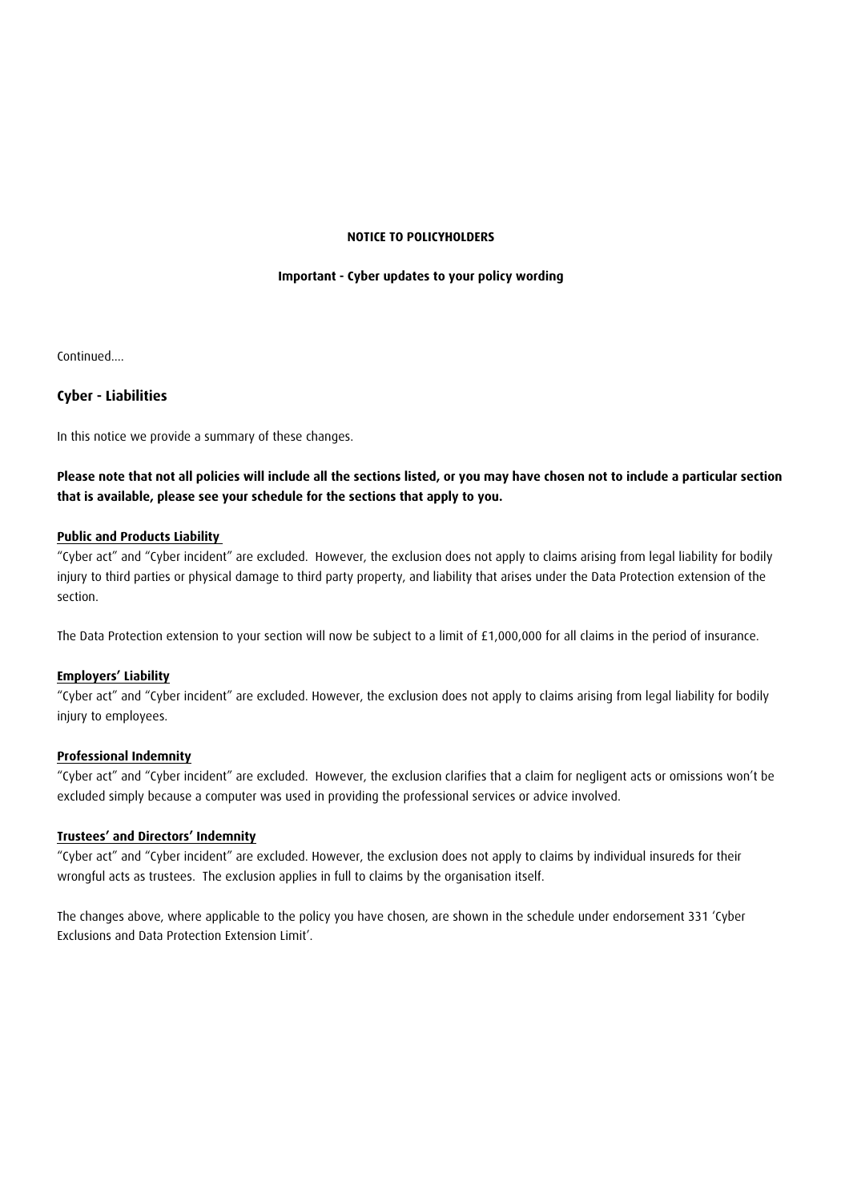**NOTICE TO POLICYHOLDERS**

**Important - Cyber updates to your policy wording**

Continued....

## Cyber - Liabilities

In this notice we provide a summary of these changes.

**Please note that not all policies will include all the sections listed, or you may have chosen not to include a particular section that is available, please see your schedule for the sections that apply to you.**

**Public and Products Liability**

"Cyber act" and "Cyber incident" are excluded. However, the exclusion does not apply to claims arising from legal liability for bodily injury to third parties or physical damage to third party property, and liability that arises under the Data Protection extension of the section.

The Data Protection extension to your section will now be subject to a limit of £1,000,000 for all claims in the period of insurance.

**Employers' Liability**

"Cyber act" and "Cyber incident" are excluded. However, the exclusion does not apply to claims arising from legal liability for bodily injury to employees.

**Professional Indemnity**

"Cyber act" and "Cyber incident" are excluded. However, the exclusion clarifies that a claim for negligent acts or omissions won't be excluded simply because a computer was used in providing the professional services or advice involved.

**Trustees' and Directors' Indemnity**

"Cyber act" and "Cyber incident" are excluded. However, the exclusion does not apply to claims by individual insureds for their wrongful acts as trustees. The exclusion applies in full to claims by the organisation itself.

The changes above, where applicable to the policy you have chosen, are shown in the schedule under endorsement 331 'Cyber Exclusions and Data Protection Extension Limit'.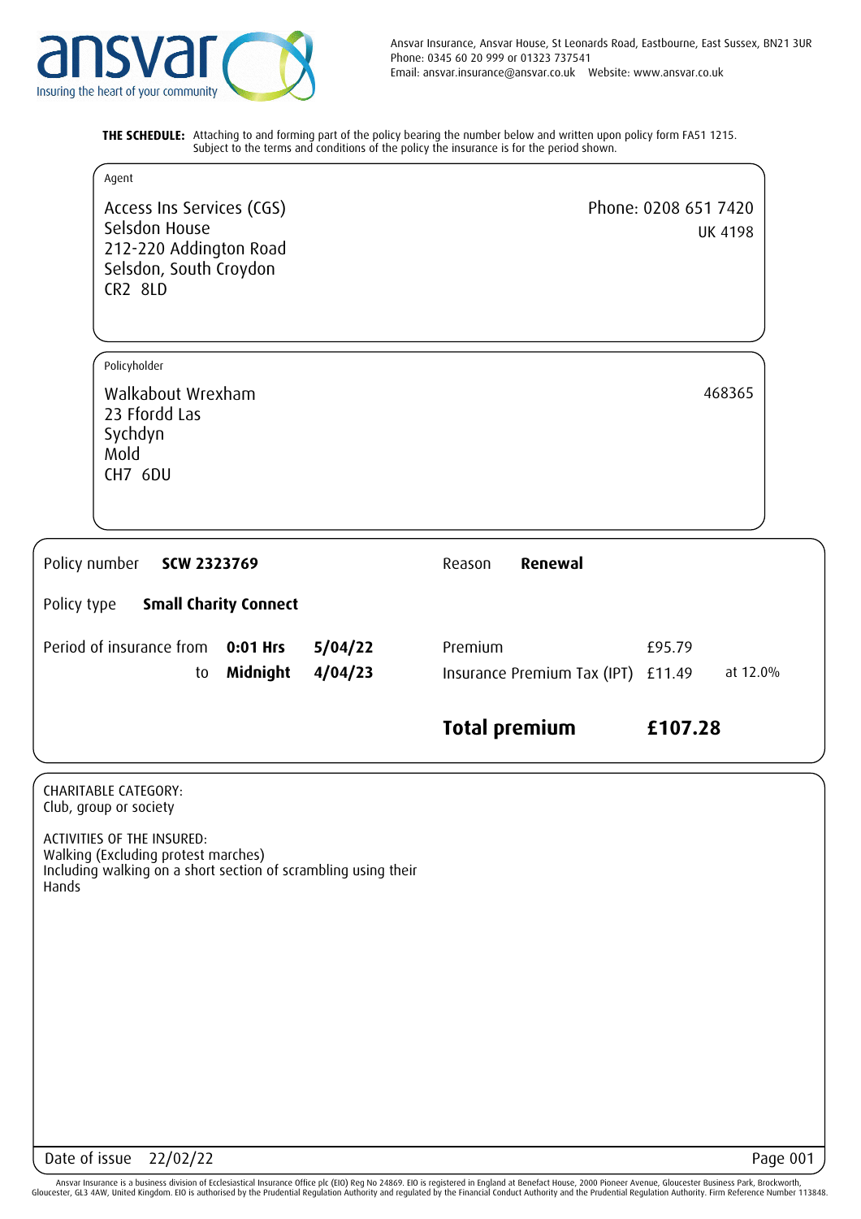ansvar
Insuring the heart of your community

Ansvar Insurance, Ansvar House, St Leonards Road, Eastbourne, East Sussex, BN21 3UR
Phone: 0345 60 20 999 or 01323 737541
Email: ansvar.insurance@ansvar.co.uk Website: www.ansvar.co.uk

**THE SCHEDULE:** Attaching to and forming part of the policy bearing the number below and written upon policy form FA51 1215. Subject to the terms and conditions of the policy the insurance is for the period shown.

Agent

Access Ins Services (CGS)
Selsdon House
212-220 Addington Road
Selsdon, South Croydon
CR2 8LD

Phone: 0208 651 7420
UK 4198

Policyholder

Walkabout Wrexham
23 Ffordd Las
Sychdyn
Mold
CH7 6DU

468365

| | | | | | |
|---|---|---|---|---|---|
| Policy number | **SCW 2323769** | | Reason | **Renewal** | |
| Policy type | **Small Charity Connect** | | | | |
| Period of insurance from | **0:01 Hrs** | **5/04/22** | Premium | £95.79 | |
| to | **Midnight** | **4/04/23** | Insurance Premium Tax (IPT) | £11.49 | at 12.0% |
| | | | **Total premium** | **£107.28** | |

CHARITABLE CATEGORY:
Club, group or society

ACTIVITIES OF THE INSURED:
Walking (Excluding protest marches)
Including walking on a short section of scrambling using their Hands

Date of issue 22/02/22

Ansvar Insurance is a business division of Ecclesiastical Insurance Office plc (EIO) Reg No 24869. EIO is registered in England at Benefact House, 2000 Pioneer Avenue, Gloucester Business Park, Brockworth, Gloucester, GL3 4AW, United Kingdom. EIO is authorised by the Prudential Regulation Authority and regulated by the Financial Conduct Authority and the Prudential Regulation Authority. Firm Reference Number 113848.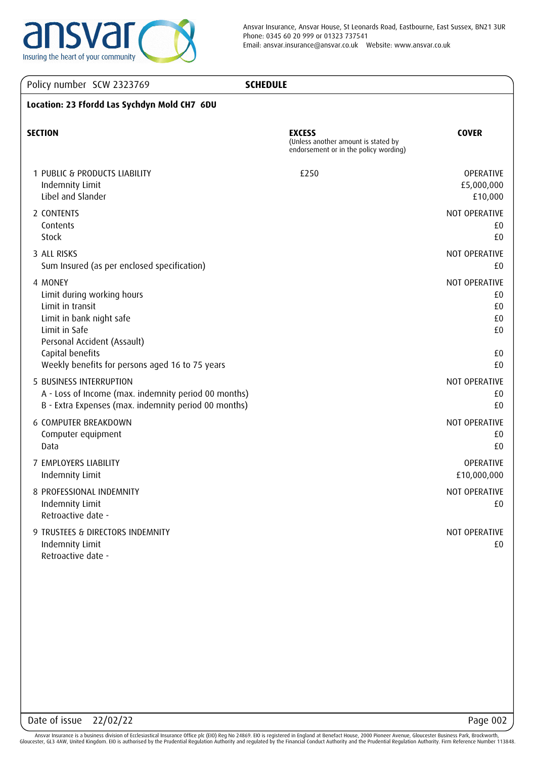Ansvar Insurance, Ansvar House, St Leonards Road, Eastbourne, East Sussex, BN21 3UR
Phone: 0345 60 20 999 or 01323 737541
Email: ansvar.insurance@ansvar.co.uk Website: www.ansvar.co.uk

Policy number SCW 2323769 **SCHEDULE**

**Location: 23 Ffordd Las Sychdyn Mold CH7 6DU**

| **SECTION** | **EXCESS** (Unless another amount is stated by endorsement or in the policy wording) | **COVER** |
|---|---|---|
| 1 PUBLIC & PRODUCTS LIABILITY | £250 | OPERATIVE |
| Indemnity Limit | | £5,000,000 |
| Libel and Slander | | £10,000 |
| 2 CONTENTS | | NOT OPERATIVE |
| Contents | | £0 |
| Stock | | £0 |
| 3 ALL RISKS | | NOT OPERATIVE |
| Sum Insured (as per enclosed specification) | | £0 |
| 4 MONEY | | NOT OPERATIVE |
| Limit during working hours | | £0 |
| Limit in transit | | £0 |
| Limit in bank night safe | | £0 |
| Limit in Safe | | £0 |
| Personal Accident (Assault) | | |
| Capital benefits | | £0 |
| Weekly benefits for persons aged 16 to 75 years | | £0 |
| 5 BUSINESS INTERRUPTION | | NOT OPERATIVE |
| A - Loss of Income (max. indemnity period 00 months) | | £0 |
| B - Extra Expenses (max. indemnity period 00 months) | | £0 |
| 6 COMPUTER BREAKDOWN | | NOT OPERATIVE |
| Computer equipment | | £0 |
| Data | | £0 |
| 7 EMPLOYERS LIABILITY | | OPERATIVE |
| Indemnity Limit | | £10,000,000 |
| 8 PROFESSIONAL INDEMNITY | | NOT OPERATIVE |
| Indemnity Limit | | £0 |
| Retroactive date - | | |
| 9 TRUSTEES & DIRECTORS INDEMNITY | | NOT OPERATIVE |
| Indemnity Limit | | £0 |
| Retroactive date - | | |

Date of issue 22/02/22

Ansvar Insurance is a business division of Ecclesiastical Insurance Office plc (EIO) Reg No 24869. EIO is registered in England at Benefact House, 2000 Pioneer Avenue, Gloucester Business Park, Brockworth, Gloucester, GL3 4AW, United Kingdom. EIO is authorised by the Prudential Regulation Authority and regulated by the Financial Conduct Authority and the Prudential Regulation Authority. Firm Reference Number 113848.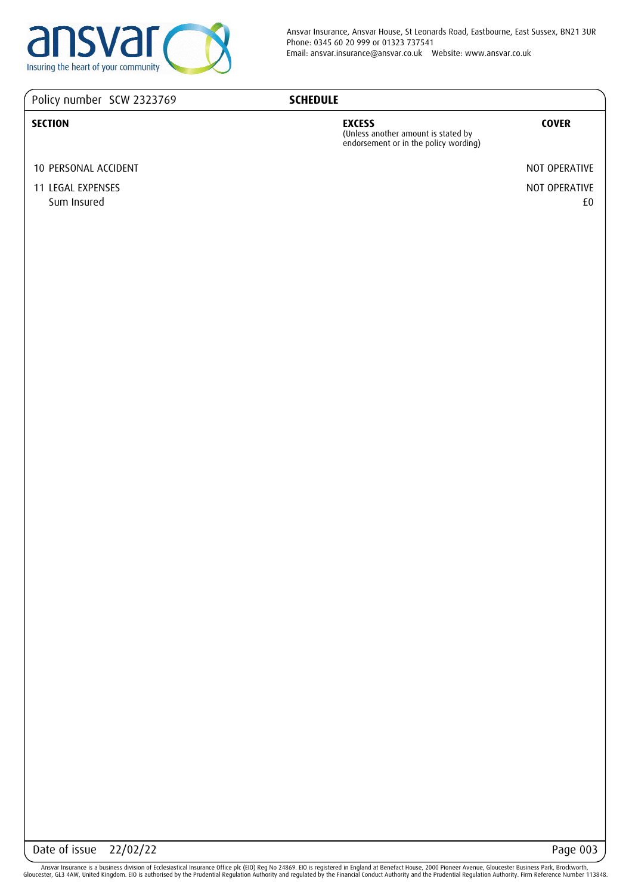Policy number SCW 2323769

**SCHEDULE**

| SECTION | EXCESS (Unless another amount is stated by endorsement or in the policy wording) | COVER |
|---|---|---|
| 10 PERSONAL ACCIDENT | | NOT OPERATIVE |
| 11 LEGAL EXPENSES | | NOT OPERATIVE |
| Sum Insured | | £0 |

Date of issue 22/02/22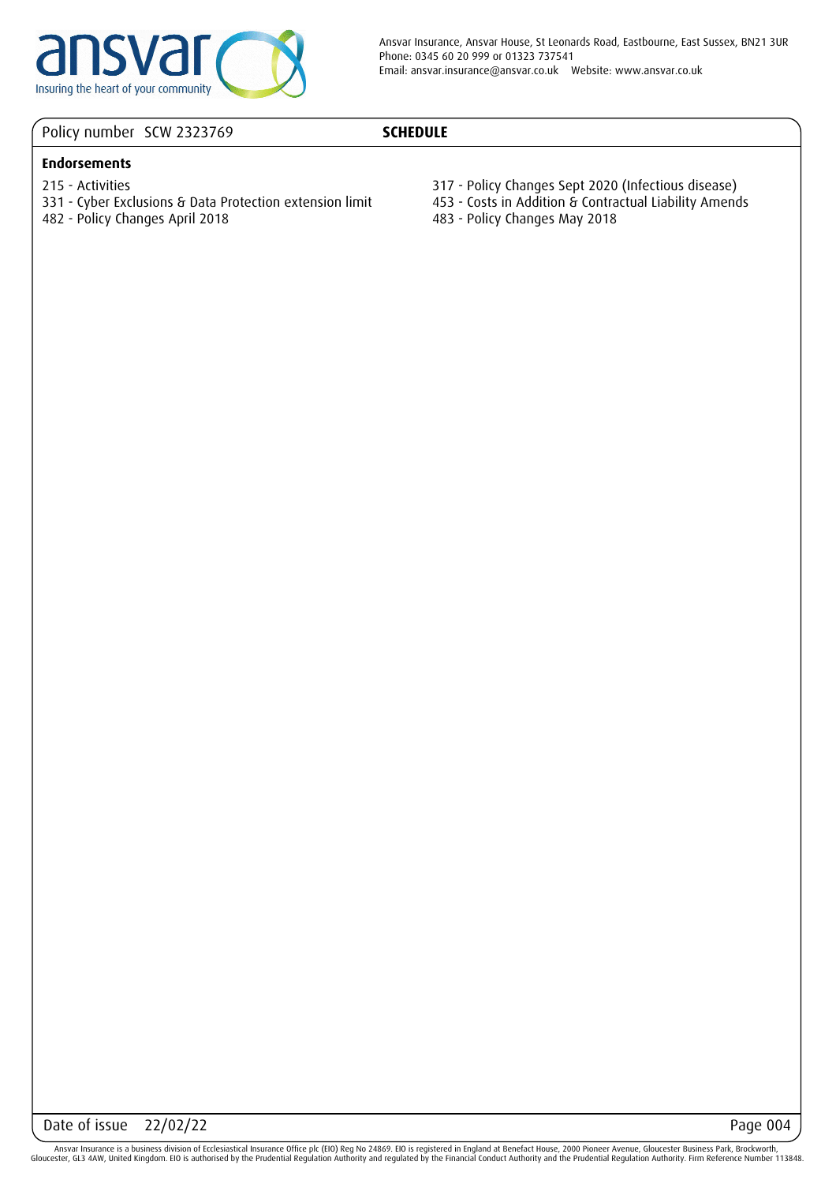Policy number SCW 2323769

**SCHEDULE**

**Endorsements**

215 - Activities

331 - Cyber Exclusions & Data Protection extension limit

482 - Policy Changes April 2018

317 - Policy Changes Sept 2020 (Infectious disease)

453 - Costs in Addition & Contractual Liability Amends

483 - Policy Changes May 2018

Date of issue 22/02/22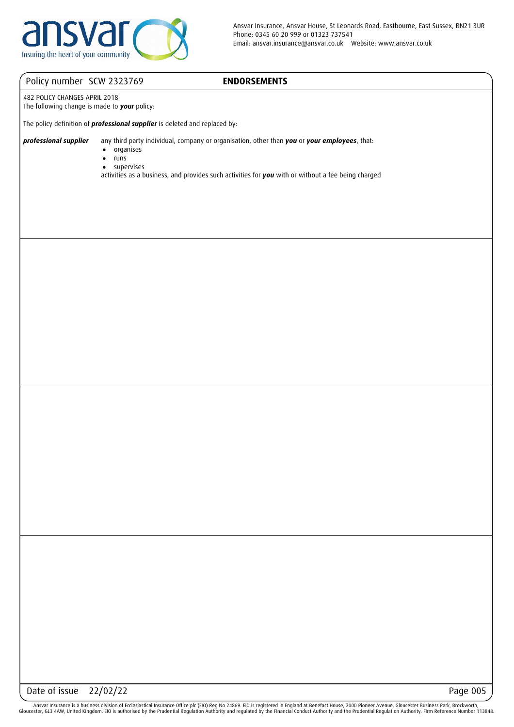Ansvar Insurance, Ansvar House, St Leonards Road, Eastbourne, East Sussex, BN21 3UR
Phone: 0345 60 20 999 or 01323 737541
Email: ansvar.insurance@ansvar.co.uk    Website: www.ansvar.co.uk

Policy number SCW 2323769

## ENDORSEMENTS

482 POLICY CHANGES APRIL 2018
The following change is made to ***your*** policy:

The policy definition of ***professional supplier*** is deleted and replaced by:

***professional supplier*** any third party individual, company or organisation, other than ***you*** or ***your employees***, that:

- organises
- runs
- supervises

activities as a business, and provides such activities for ***you*** with or without a fee being charged

Date of issue 22/02/22

Ansvar Insurance is a business division of Ecclesiastical Insurance Office plc (EIO) Reg No 24869. EIO is registered in England at Benefact House, 2000 Pioneer Avenue, Gloucester Business Park, Brockworth, Gloucester, GL3 4AW, United Kingdom. EIO is authorised by the Prudential Regulation Authority and regulated by the Financial Conduct Authority and the Prudential Regulation Authority. Firm Reference Number 113848.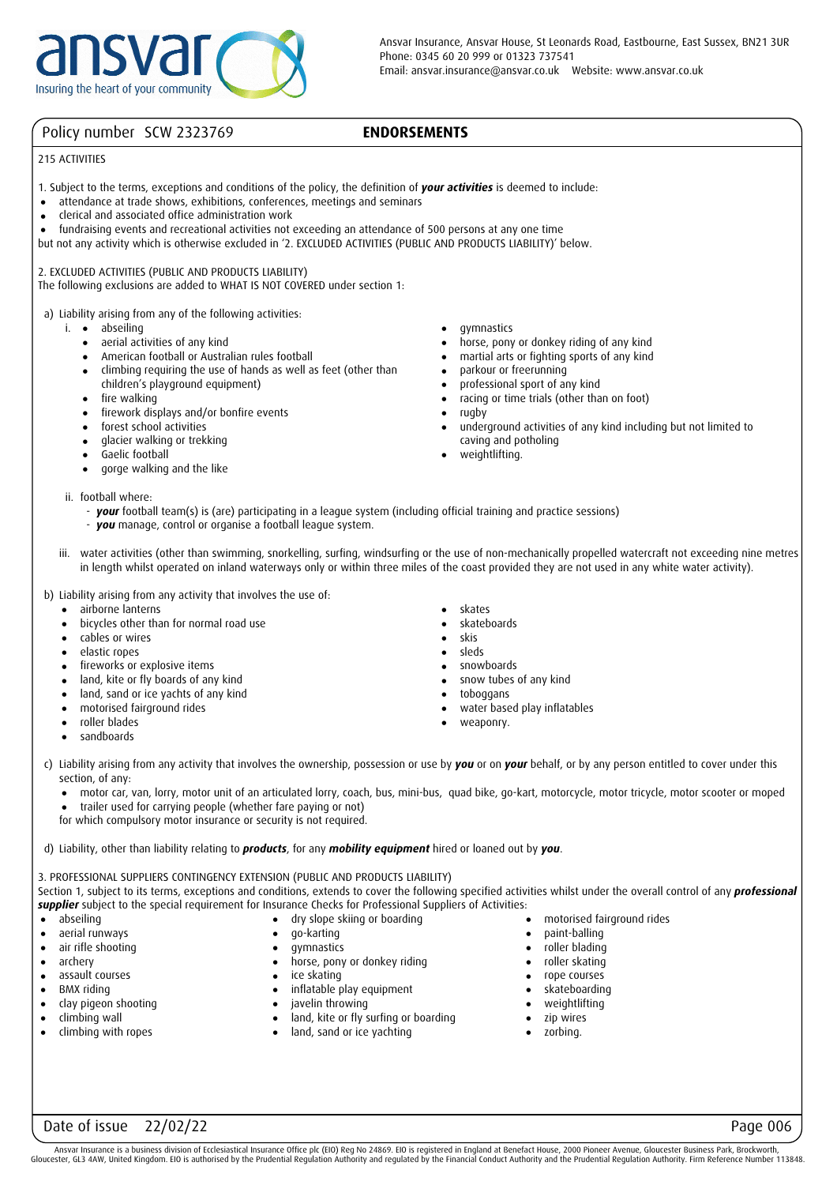Policy number SCW 2323769

## ENDORSEMENTS

215 ACTIVITIES

1. Subject to the terms, exceptions and conditions of the policy, the definition of ***your activities*** is deemed to include:

- attendance at trade shows, exhibitions, conferences, meetings and seminars
- clerical and associated office administration work
- fundraising events and recreational activities not exceeding an attendance of 500 persons at any one time

but not any activity which is otherwise excluded in '2. EXCLUDED ACTIVITIES (PUBLIC AND PRODUCTS LIABILITY)' below.

2. EXCLUDED ACTIVITIES (PUBLIC AND PRODUCTS LIABILITY)
The following exclusions are added to WHAT IS NOT COVERED under section 1:

a) Liability arising from any of the following activities:

i.
- abseiling
- aerial activities of any kind
- American football or Australian rules football
- climbing requiring the use of hands as well as feet (other than children's playground equipment)
- fire walking
- firework displays and/or bonfire events
- forest school activities
- glacier walking or trekking
- Gaelic football
- gorge walking and the like
- gymnastics
- horse, pony or donkey riding of any kind
- martial arts or fighting sports of any kind
- parkour or freerunning
- professional sport of any kind
- racing or time trials (other than on foot)
- rugby
- underground activities of any kind including but not limited to caving and potholing
- weightlifting.

ii. football where:
- ***your*** football team(s) is (are) participating in a league system (including official training and practice sessions)
- ***you*** manage, control or organise a football league system.

iii. water activities (other than swimming, snorkelling, surfing, windsurfing or the use of non-mechanically propelled watercraft not exceeding nine metres in length whilst operated on inland waterways only or within three miles of the coast provided they are not used in any white water activity).

b) Liability arising from any activity that involves the use of:

- airborne lanterns
- bicycles other than for normal road use
- cables or wires
- elastic ropes
- fireworks or explosive items
- land, kite or fly boards of any kind
- land, sand or ice yachts of any kind
- motorised fairground rides
- roller blades
- sandboards
- skates
- skateboards
- skis
- sleds
- snowboards
- snow tubes of any kind
- toboggans
- water based play inflatables
- weaponry.

c) Liability arising from any activity that involves the ownership, possession or use by ***you*** or on ***your*** behalf, or by any person entitled to cover under this section, of any:

- motor car, van, lorry, motor unit of an articulated lorry, coach, bus, mini-bus, quad bike, go-kart, motorcycle, motor tricycle, motor scooter or moped
- trailer used for carrying people (whether fare paying or not)

for which compulsory motor insurance or security is not required.

d) Liability, other than liability relating to ***products***, for any ***mobility equipment*** hired or loaned out by ***you***.

3. PROFESSIONAL SUPPLIERS CONTINGENCY EXTENSION (PUBLIC AND PRODUCTS LIABILITY)
Section 1, subject to its terms, exceptions and conditions, extends to cover the following specified activities whilst under the overall control of any ***professional supplier*** subject to the special requirement for Insurance Checks for Professional Suppliers of Activities:

- abseiling
- aerial runways
- air rifle shooting
- archery
- assault courses
- BMX riding
- clay pigeon shooting
- climbing wall
- climbing with ropes
- dry slope skiing or boarding
- go-karting
- gymnastics
- horse, pony or donkey riding
- ice skating
- inflatable play equipment
- javelin throwing
- land, kite or fly surfing or boarding
- land, sand or ice yachting
- motorised fairground rides
- paint-balling
- roller blading
- roller skating
- rope courses
- skateboarding
- weightlifting
- zip wires
- zorbing.

Date of issue 22/02/22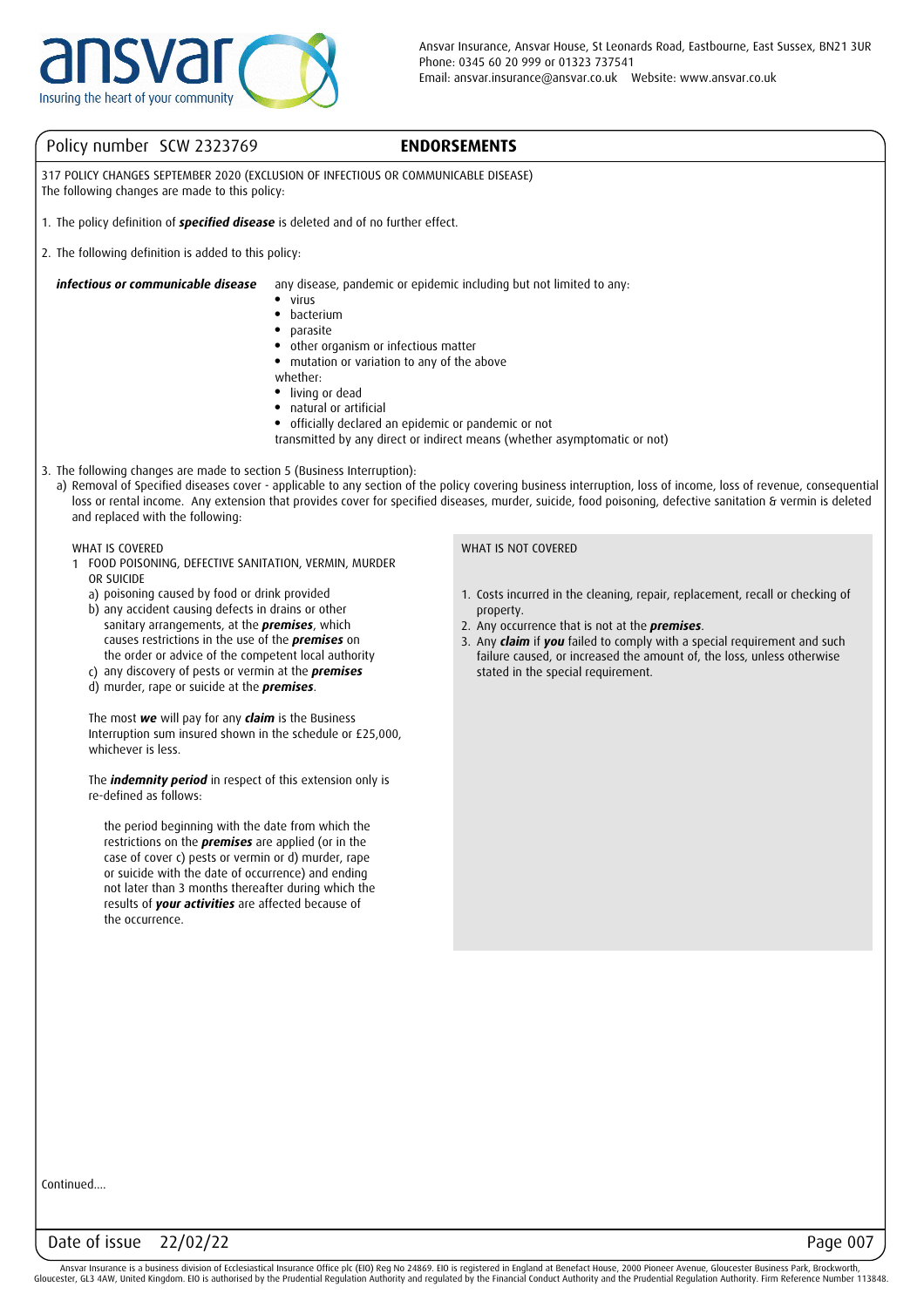Policy number SCW 2323769

## ENDORSEMENTS

317 POLICY CHANGES SEPTEMBER 2020 (EXCLUSION OF INFECTIOUS OR COMMUNICABLE DISEASE)
The following changes are made to this policy:

1. The policy definition of ***specified disease*** is deleted and of no further effect.

2. The following definition is added to this policy:

***infectious or communicable disease*** any disease, pandemic or epidemic including but not limited to any:

- virus
- bacterium
- parasite
- other organism or infectious matter
- mutation or variation to any of the above

whether:

- living or dead
- natural or artificial
- officially declared an epidemic or pandemic or not

transmitted by any direct or indirect means (whether asymptomatic or not)

3. The following changes are made to section 5 (Business Interruption):
   a) Removal of Specified diseases cover - applicable to any section of the policy covering business interruption, loss of income, loss of revenue, consequential loss or rental income. Any extension that provides cover for specified diseases, murder, suicide, food poisoning, defective sanitation & vermin is deleted and replaced with the following:

WHAT IS COVERED

1 FOOD POISONING, DEFECTIVE SANITATION, VERMIN, MURDER OR SUICIDE

a) poisoning caused by food or drink provided
b) any accident causing defects in drains or other sanitary arrangements, at the ***premises***, which causes restrictions in the use of the ***premises*** on the order or advice of the competent local authority
c) any discovery of pests or vermin at the ***premises***
d) murder, rape or suicide at the ***premises***.

The most ***we*** will pay for any ***claim*** is the Business Interruption sum insured shown in the schedule or £25,000, whichever is less.

The ***indemnity period*** in respect of this extension only is re-defined as follows:

the period beginning with the date from which the restrictions on the ***premises*** are applied (or in the case of cover c) pests or vermin or d) murder, rape or suicide with the date of occurrence) and ending not later than 3 months thereafter during which the results of ***your activities*** are affected because of the occurrence.

WHAT IS NOT COVERED

1. Costs incurred in the cleaning, repair, replacement, recall or checking of property.
2. Any occurrence that is not at the ***premises***.
3. Any ***claim*** if ***you*** failed to comply with a special requirement and such failure caused, or increased the amount of, the loss, unless otherwise stated in the special requirement.

Continued....

Date of issue 22/02/22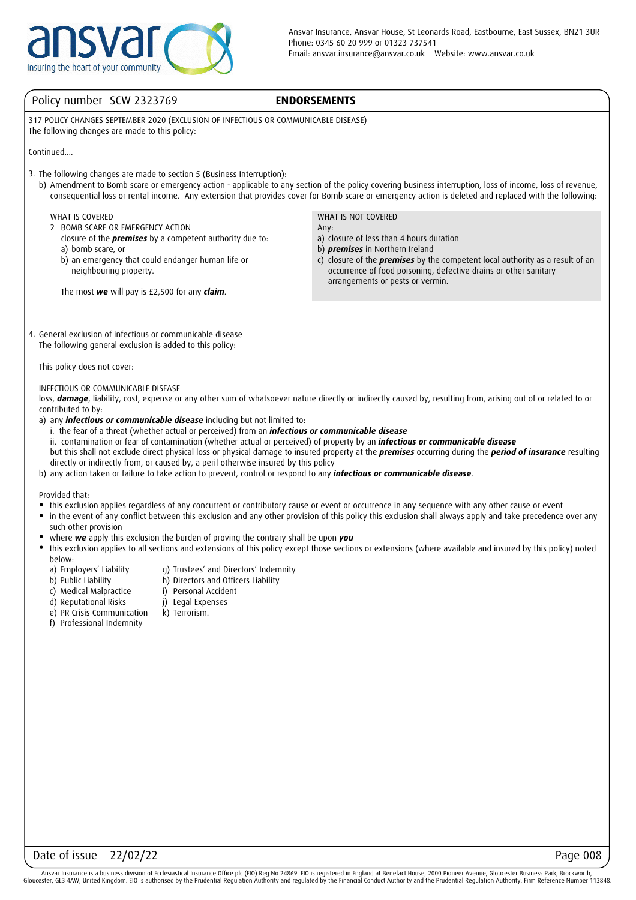Policy number SCW 2323769

## ENDORSEMENTS

317 POLICY CHANGES SEPTEMBER 2020 (EXCLUSION OF INFECTIOUS OR COMMUNICABLE DISEASE)
The following changes are made to this policy:

Continued....

3. The following changes are made to section 5 (Business Interruption):
   b) Amendment to Bomb scare or emergency action - applicable to any section of the policy covering business interruption, loss of income, loss of revenue, consequential loss or rental income. Any extension that provides cover for Bomb scare or emergency action is deleted and replaced with the following:

| WHAT IS COVERED | WHAT IS NOT COVERED |
|---|---|
| 2 BOMB SCARE OR EMERGENCY ACTION<br>closure of the ***premises*** by a competent authority due to:<br>a) bomb scare, or<br>b) an emergency that could endanger human life or neighbouring property.<br><br>The most ***we*** will pay is £2,500 for any ***claim***. | Any:<br>a) closure of less than 4 hours duration<br>b) ***premises*** in Northern Ireland<br>c) closure of the ***premises*** by the competent local authority as a result of an occurrence of food poisoning, defective drains or other sanitary arrangements or pests or vermin. |

4. General exclusion of infectious or communicable disease
   The following general exclusion is added to this policy:

   This policy does not cover:

   INFECTIOUS OR COMMUNICABLE DISEASE
   loss, ***damage***, liability, cost, expense or any other sum of whatsoever nature directly or indirectly caused by, resulting from, arising out of or related to or contributed to by:
   a) any ***infectious or communicable disease*** including but not limited to:
      i. the fear of a threat (whether actual or perceived) from an ***infectious or communicable disease***
      ii. contamination or fear of contamination (whether actual or perceived) of property by an ***infectious or communicable disease***
      
      but this shall not exclude direct physical loss or physical damage to insured property at the ***premises*** occurring during the ***period of insurance*** resulting directly or indirectly from, or caused by, a peril otherwise insured by this policy
   b) any action taken or failure to take action to prevent, control or respond to any ***infectious or communicable disease***.

   Provided that:
   - this exclusion applies regardless of any concurrent or contributory cause or event or occurrence in any sequence with any other cause or event
   - in the event of any conflict between this exclusion and any other provision of this policy this exclusion shall always apply and take precedence over any such other provision
   - where ***we*** apply this exclusion the burden of proving the contrary shall be upon ***you***
   - this exclusion applies to all sections and extensions of this policy except those sections or extensions (where available and insured by this policy) noted below:
     a) Employers' Liability
     b) Public Liability
     c) Medical Malpractice
     d) Reputational Risks
     e) PR Crisis Communication
     f) Professional Indemnity
     g) Trustees' and Directors' Indemnity
     h) Directors and Officers Liability
     i) Personal Accident
     j) Legal Expenses
     k) Terrorism.

Date of issue 22/02/22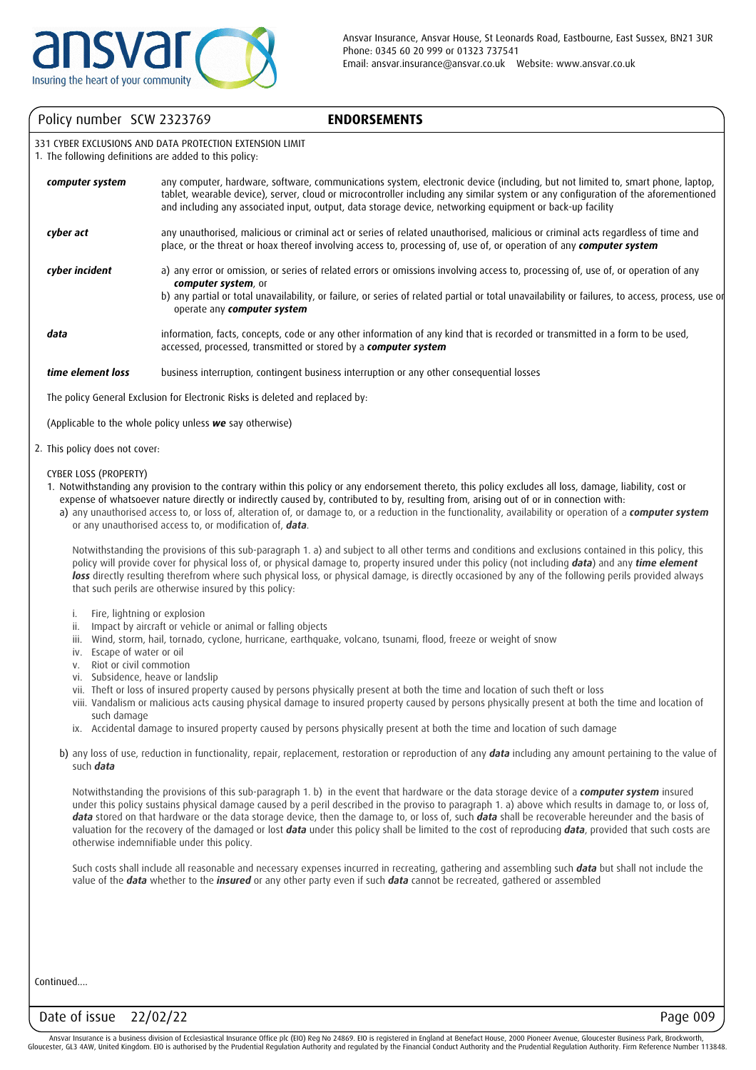Policy number SCW 2323769

## ENDORSEMENTS

331 CYBER EXCLUSIONS AND DATA PROTECTION EXTENSION LIMIT

1. The following definitions are added to this policy:

| | |
|---|---|
| ***computer system*** | any computer, hardware, software, communications system, electronic device (including, but not limited to, smart phone, laptop, tablet, wearable device), server, cloud or microcontroller including any similar system or any configuration of the aforementioned and including any associated input, output, data storage device, networking equipment or back-up facility |
| ***cyber act*** | any unauthorised, malicious or criminal act or series of related unauthorised, malicious or criminal acts regardless of time and place, or the threat or hoax thereof involving access to, processing of, use of, or operation of any ***computer system*** |
| ***cyber incident*** | a) any error or omission, or series of related errors or omissions involving access to, processing of, use of, or operation of any ***computer system***, or<br>b) any partial or total unavailability, or failure, or series of related partial or total unavailability or failures, to access, process, use or operate any ***computer system*** |
| ***data*** | information, facts, concepts, code or any other information of any kind that is recorded or transmitted in a form to be used, accessed, processed, transmitted or stored by a ***computer system*** |
| ***time element loss*** | business interruption, contingent business interruption or any other consequential losses |

The policy General Exclusion for Electronic Risks is deleted and replaced by:

(Applicable to the whole policy unless ***we*** say otherwise)

2. This policy does not cover:

CYBER LOSS (PROPERTY)

1. Notwithstanding any provision to the contrary within this policy or any endorsement thereto, this policy excludes all loss, damage, liability, cost or expense of whatsoever nature directly or indirectly caused by, contributed to by, resulting from, arising out of or in connection with:

   a) any unauthorised access to, or loss of, alteration of, or damage to, or a reduction in the functionality, availability or operation of a ***computer system*** or any unauthorised access to, or modification of, ***data***.

   Notwithstanding the provisions of this sub-paragraph 1. a) and subject to all other terms and conditions and exclusions contained in this policy, this policy will provide cover for physical loss of, or physical damage to, property insured under this policy (not including ***data***) and any ***time element loss*** directly resulting therefrom where such physical loss, or physical damage, is directly occasioned by any of the following perils provided always that such perils are otherwise insured by this policy:

   i. Fire, lightning or explosion
   ii. Impact by aircraft or vehicle or animal or falling objects
   iii. Wind, storm, hail, tornado, cyclone, hurricane, earthquake, volcano, tsunami, flood, freeze or weight of snow
   iv. Escape of water or oil
   v. Riot or civil commotion
   vi. Subsidence, heave or landslip
   vii. Theft or loss of insured property caused by persons physically present at both the time and location of such theft or loss
   viii. Vandalism or malicious acts causing physical damage to insured property caused by persons physically present at both the time and location of such damage
   ix. Accidental damage to insured property caused by persons physically present at both the time and location of such damage

   b) any loss of use, reduction in functionality, repair, replacement, restoration or reproduction of any ***data*** including any amount pertaining to the value of such ***data***

   Notwithstanding the provisions of this sub-paragraph 1. b) in the event that hardware or the data storage device of a ***computer system*** insured under this policy sustains physical damage caused by a peril described in the proviso to paragraph 1. a) above which results in damage to, or loss of, ***data*** stored on that hardware or the data storage device, then the damage to, or loss of, such ***data*** shall be recoverable hereunder and the basis of valuation for the recovery of the damaged or lost ***data*** under this policy shall be limited to the cost of reproducing ***data***, provided that such costs are otherwise indemnifiable under this policy.

   Such costs shall include all reasonable and necessary expenses incurred in recreating, gathering and assembling such ***data*** but shall not include the value of the ***data*** whether to the ***insured*** or any other party even if such ***data*** cannot be recreated, gathered or assembled

Continued....

Date of issue 22/02/22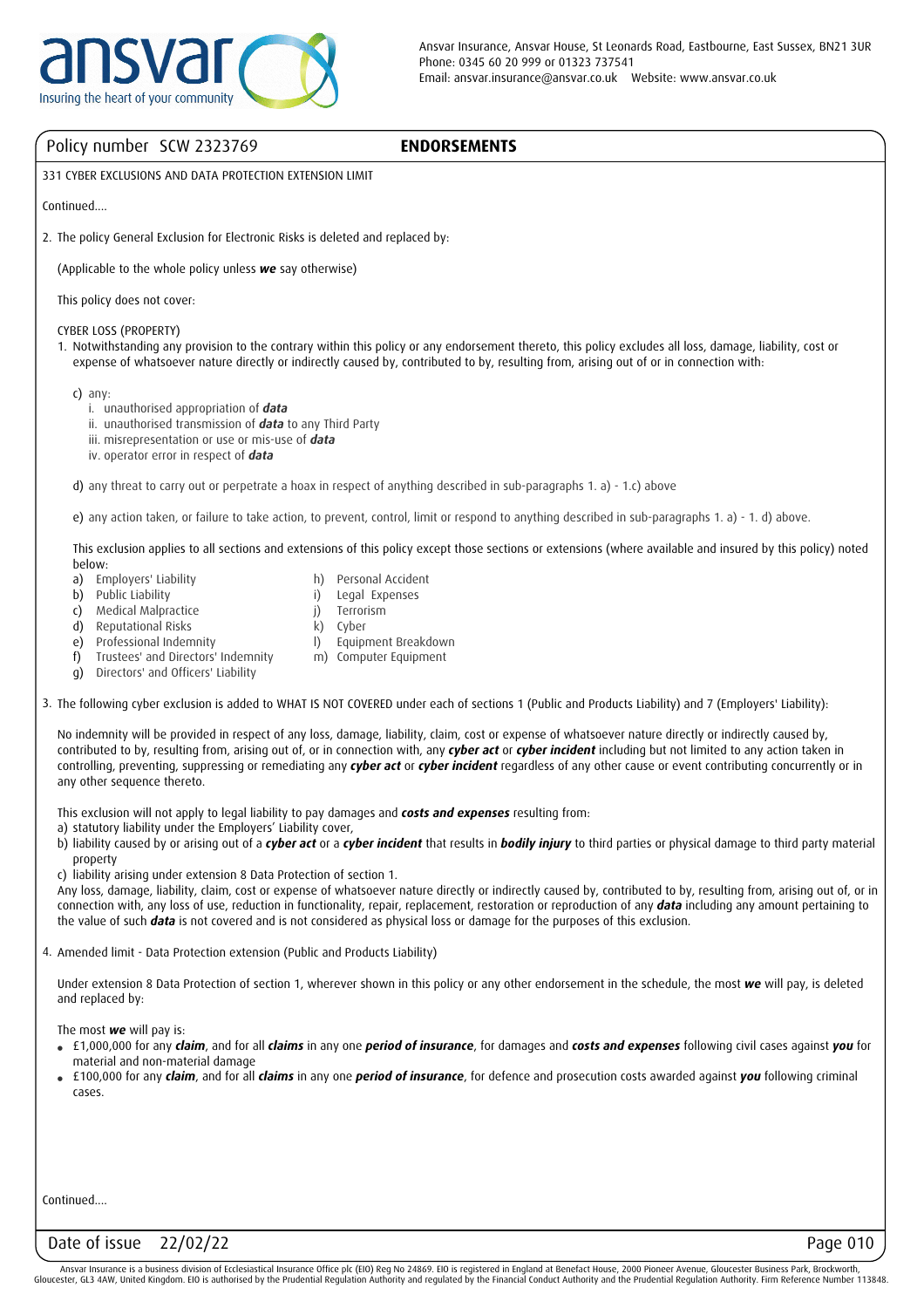Policy number SCW 2323769

**ENDORSEMENTS**

331 CYBER EXCLUSIONS AND DATA PROTECTION EXTENSION LIMIT

Continued....

2. The policy General Exclusion for Electronic Risks is deleted and replaced by:

   (Applicable to the whole policy unless ***we*** say otherwise)

   This policy does not cover:

   CYBER LOSS (PROPERTY)

   1. Notwithstanding any provision to the contrary within this policy or any endorsement thereto, this policy excludes all loss, damage, liability, cost or expense of whatsoever nature directly or indirectly caused by, contributed to by, resulting from, arising out of or in connection with:

      c) any:
         i. unauthorised appropriation of ***data***
         ii. unauthorised transmission of ***data*** to any Third Party
         iii. misrepresentation or use or mis-use of ***data***
         iv. operator error in respect of ***data***

      d) any threat to carry out or perpetrate a hoax in respect of anything described in sub-paragraphs 1. a) - 1.c) above

      e) any action taken, or failure to take action, to prevent, control, limit or respond to anything described in sub-paragraphs 1. a) - 1. d) above.

   This exclusion applies to all sections and extensions of this policy except those sections or extensions (where available and insured by this policy) noted below:

   a) Employers' Liability
   b) Public Liability
   c) Medical Malpractice
   d) Reputational Risks
   e) Professional Indemnity
   f) Trustees' and Directors' Indemnity
   g) Directors' and Officers' Liability
   h) Personal Accident
   i) Legal Expenses
   j) Terrorism
   k) Cyber
   l) Equipment Breakdown
   m) Computer Equipment

3. The following cyber exclusion is added to WHAT IS NOT COVERED under each of sections 1 (Public and Products Liability) and 7 (Employers' Liability):

   No indemnity will be provided in respect of any loss, damage, liability, claim, cost or expense of whatsoever nature directly or indirectly caused by, contributed to by, resulting from, arising out of, or in connection with, any ***cyber act*** or ***cyber incident*** including but not limited to any action taken in controlling, preventing, suppressing or remediating any ***cyber act*** or ***cyber incident*** regardless of any other cause or event contributing concurrently or in any other sequence thereto.

   This exclusion will not apply to legal liability to pay damages and ***costs and expenses*** resulting from:

   a) statutory liability under the Employers' Liability cover,
   b) liability caused by or arising out of a ***cyber act*** or a ***cyber incident*** that results in ***bodily injury*** to third parties or physical damage to third party material property
   c) liability arising under extension 8 Data Protection of section 1.

   Any loss, damage, liability, claim, cost or expense of whatsoever nature directly or indirectly caused by, contributed to by, resulting from, arising out of, or in connection with, any loss of use, reduction in functionality, repair, replacement, restoration or reproduction of any ***data*** including any amount pertaining to the value of such ***data*** is not covered and is not considered as physical loss or damage for the purposes of this exclusion.

4. Amended limit - Data Protection extension (Public and Products Liability)

   Under extension 8 Data Protection of section 1, wherever shown in this policy or any other endorsement in the schedule, the most ***we*** will pay, is deleted and replaced by:

   The most ***we*** will pay is:

   - £1,000,000 for any ***claim***, and for all ***claims*** in any one ***period of insurance***, for damages and ***costs and expenses*** following civil cases against ***you*** for material and non-material damage
   - £100,000 for any ***claim***, and for all ***claims*** in any one ***period of insurance***, for defence and prosecution costs awarded against ***you*** following criminal cases.

Continued....

Date of issue 22/02/22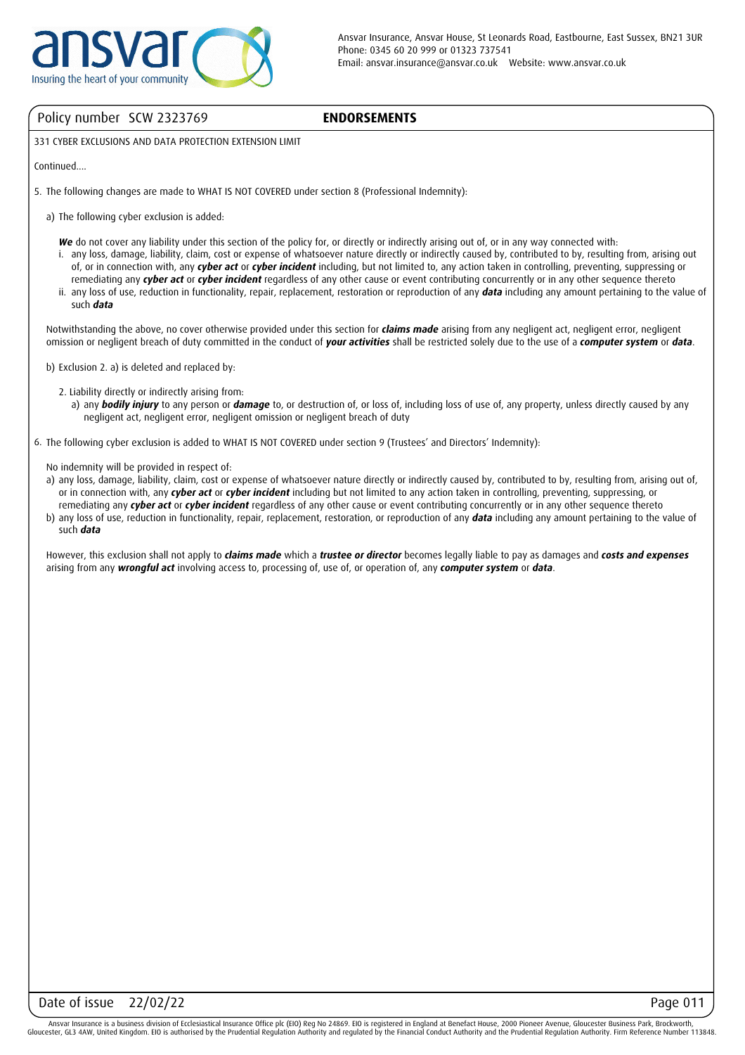Policy number SCW 2323769

## ENDORSEMENTS

331 CYBER EXCLUSIONS AND DATA PROTECTION EXTENSION LIMIT

Continued....

5. The following changes are made to WHAT IS NOT COVERED under section 8 (Professional Indemnity):

   a) The following cyber exclusion is added:

   ***We*** do not cover any liability under this section of the policy for, or directly or indirectly arising out of, or in any way connected with:

   i. any loss, damage, liability, claim, cost or expense of whatsoever nature directly or indirectly caused by, contributed to by, resulting from, arising out of, or in connection with, any ***cyber act*** or ***cyber incident*** including, but not limited to, any action taken in controlling, preventing, suppressing or remediating any ***cyber act*** or ***cyber incident*** regardless of any other cause or event contributing concurrently or in any other sequence thereto
   ii. any loss of use, reduction in functionality, repair, replacement, restoration or reproduction of any ***data*** including any amount pertaining to the value of such ***data***

   Notwithstanding the above, no cover otherwise provided under this section for ***claims made*** arising from any negligent act, negligent error, negligent omission or negligent breach of duty committed in the conduct of ***your activities*** shall be restricted solely due to the use of a ***computer system*** or ***data***.

   b) Exclusion 2. a) is deleted and replaced by:

   2. Liability directly or indirectly arising from:
      a) any ***bodily injury*** to any person or ***damage*** to, or destruction of, or loss of, including loss of use of, any property, unless directly caused by any negligent act, negligent error, negligent omission or negligent breach of duty

6. The following cyber exclusion is added to WHAT IS NOT COVERED under section 9 (Trustees' and Directors' Indemnity):

   No indemnity will be provided in respect of:

   a) any loss, damage, liability, claim, cost or expense of whatsoever nature directly or indirectly caused by, contributed to by, resulting from, arising out of, or in connection with, any ***cyber act*** or ***cyber incident*** including but not limited to any action taken in controlling, preventing, suppressing, or remediating any ***cyber act*** or ***cyber incident*** regardless of any other cause or event contributing concurrently or in any other sequence thereto
   b) any loss of use, reduction in functionality, repair, replacement, restoration, or reproduction of any ***data*** including any amount pertaining to the value of such ***data***

   However, this exclusion shall not apply to ***claims made*** which a ***trustee or director*** becomes legally liable to pay as damages and ***costs and expenses*** arising from any ***wrongful act*** involving access to, processing of, use of, or operation of, any ***computer system*** or ***data***.

Date of issue 22/02/22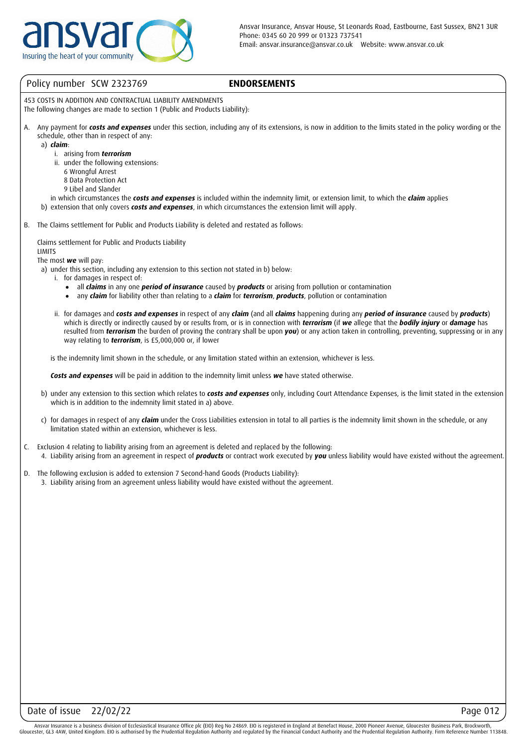Policy number SCW 2323769

## ENDORSEMENTS

453 COSTS IN ADDITION AND CONTRACTUAL LIABILITY AMENDMENTS

The following changes are made to section 1 (Public and Products Liability):

A. Any payment for ***costs and expenses*** under this section, including any of its extensions, is now in addition to the limits stated in the policy wording or the schedule, other than in respect of any:

   a) ***claim***:
      i. arising from ***terrorism***
      ii. under the following extensions:
         6 Wrongful Arrest
         8 Data Protection Act
         9 Libel and Slander

   in which circumstances the ***costs and expenses*** is included within the indemnity limit, or extension limit, to which the ***claim*** applies

   b) extension that only covers ***costs and expenses***, in which circumstances the extension limit will apply.

B. The Claims settlement for Public and Products Liability is deleted and restated as follows:

   Claims settlement for Public and Products Liability

   LIMITS

   The most ***we*** will pay:

   a) under this section, including any extension to this section not stated in b) below:
      i. for damages in respect of:
         - all ***claims*** in any one ***period of insurance*** caused by ***products*** or arising from pollution or contamination
         - any ***claim*** for liability other than relating to a ***claim*** for ***terrorism***, ***products***, pollution or contamination

      ii. for damages and ***costs and expenses*** in respect of any ***claim*** (and all ***claims*** happening during any ***period of insurance*** caused by ***products***) which is directly or indirectly caused by or results from, or is in connection with ***terrorism*** (if ***we*** allege that the ***bodily injury*** or ***damage*** has resulted from ***terrorism*** the burden of proving the contrary shall be upon ***you***) or any action taken in controlling, preventing, suppressing or in any way relating to ***terrorism***, is £5,000,000 or, if lower

   is the indemnity limit shown in the schedule, or any limitation stated within an extension, whichever is less.

   ***Costs and expenses*** will be paid in addition to the indemnity limit unless ***we*** have stated otherwise.

   b) under any extension to this section which relates to ***costs and expenses*** only, including Court Attendance Expenses, is the limit stated in the extension which is in addition to the indemnity limit stated in a) above.

   c) for damages in respect of any ***claim*** under the Cross Liabilities extension in total to all parties is the indemnity limit shown in the schedule, or any limitation stated within an extension, whichever is less.

C. Exclusion 4 relating to liability arising from an agreement is deleted and replaced by the following:
   4. Liability arising from an agreement in respect of ***products*** or contract work executed by ***you*** unless liability would have existed without the agreement.

D. The following exclusion is added to extension 7 Second-hand Goods (Products Liability):
   3. Liability arising from an agreement unless liability would have existed without the agreement.

Date of issue 22/02/22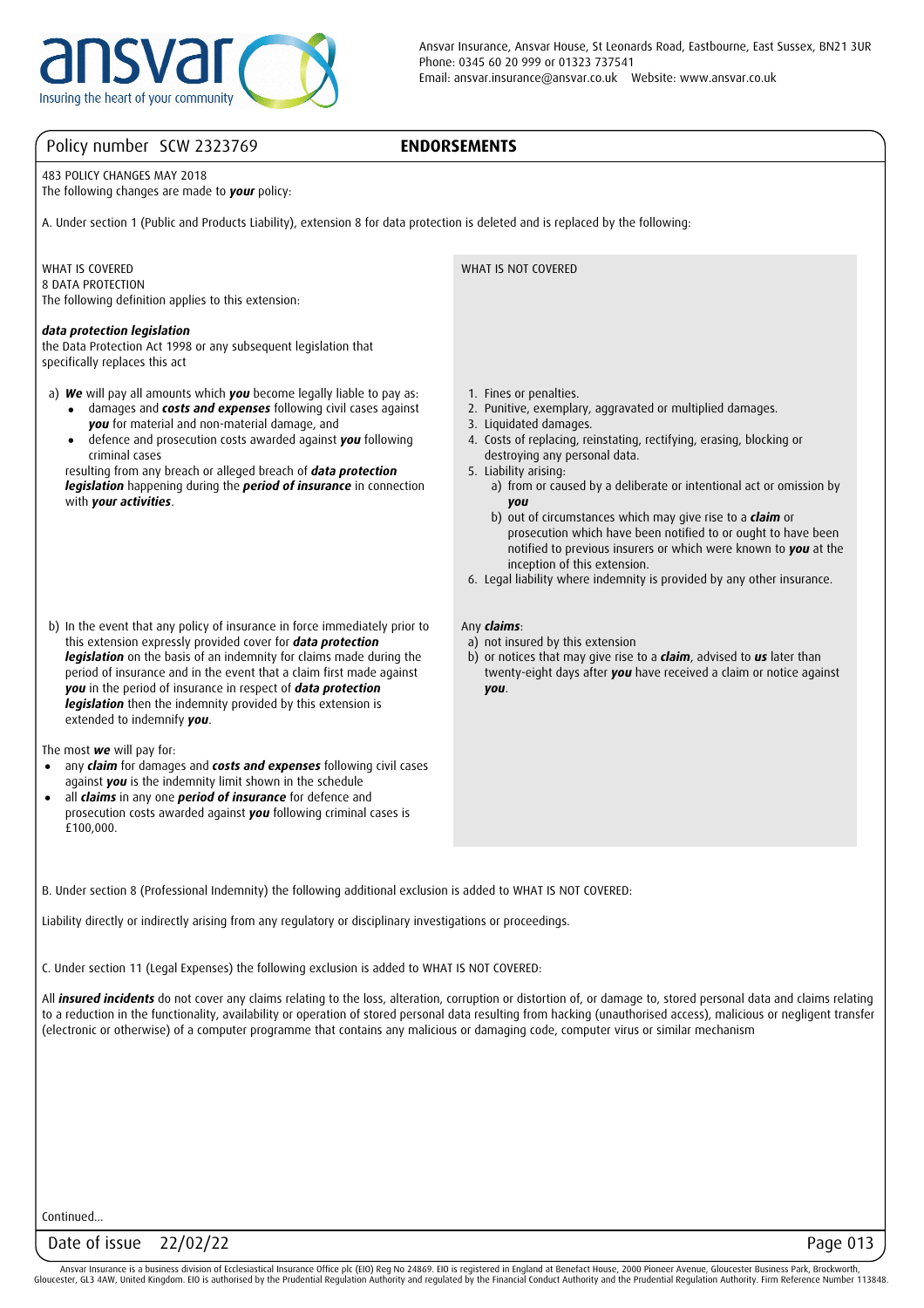Policy number SCW 2323769

## ENDORSEMENTS

483 POLICY CHANGES MAY 2018
The following changes are made to ***your*** policy:

A. Under section 1 (Public and Products Liability), extension 8 for data protection is deleted and is replaced by the following:

| WHAT IS COVERED | WHAT IS NOT COVERED |
|---|---|
| 8 DATA PROTECTION<br>The following definition applies to this extension:<br><br>***data protection legislation***<br>the Data Protection Act 1998 or any subsequent legislation that specifically replaces this act | |
| a) ***We*** will pay all amounts which ***you*** become legally liable to pay as:<br>• damages and ***costs and expenses*** following civil cases against ***you*** for material and non-material damage, and<br>• defence and prosecution costs awarded against ***you*** following criminal cases<br>resulting from any breach or alleged breach of ***data protection legislation*** happening during the ***period of insurance*** in connection with ***your activities***. | 1. Fines or penalties.<br>2. Punitive, exemplary, aggravated or multiplied damages.<br>3. Liquidated damages.<br>4. Costs of replacing, reinstating, rectifying, erasing, blocking or destroying any personal data.<br>5. Liability arising:<br>a) from or caused by a deliberate or intentional act or omission by ***you***<br>b) out of circumstances which may give rise to a ***claim*** or prosecution which have been notified to or ought to have been notified to previous insurers or which were known to ***you*** at the inception of this extension.<br>6. Legal liability where indemnity is provided by any other insurance. |
| b) In the event that any policy of insurance in force immediately prior to this extension expressly provided cover for ***data protection legislation*** on the basis of an indemnity for claims made during the period of insurance and in the event that a claim first made against ***you*** in the period of insurance in respect of ***data protection legislation*** then the indemnity provided by this extension is extended to indemnify ***you***.<br><br>The most ***we*** will pay for:<br>• any ***claim*** for damages and ***costs and expenses*** following civil cases against ***you*** is the indemnity limit shown in the schedule<br>• all ***claims*** in any one ***period of insurance*** for defence and prosecution costs awarded against ***you*** following criminal cases is £100,000. | Any ***claims***:<br>a) not insured by this extension<br>b) or notices that may give rise to a ***claim***, advised to ***us*** later than twenty-eight days after ***you*** have received a claim or notice against ***you***. |

B. Under section 8 (Professional Indemnity) the following additional exclusion is added to WHAT IS NOT COVERED:

Liability directly or indirectly arising from any regulatory or disciplinary investigations or proceedings.

C. Under section 11 (Legal Expenses) the following exclusion is added to WHAT IS NOT COVERED:

All ***insured incidents*** do not cover any claims relating to the loss, alteration, corruption or distortion of, or damage to, stored personal data and claims relating to a reduction in the functionality, availability or operation of stored personal data resulting from hacking (unauthorised access), malicious or negligent transfer (electronic or otherwise) of a computer programme that contains any malicious or damaging code, computer virus or similar mechanism

Continued...

Date of issue 22/02/22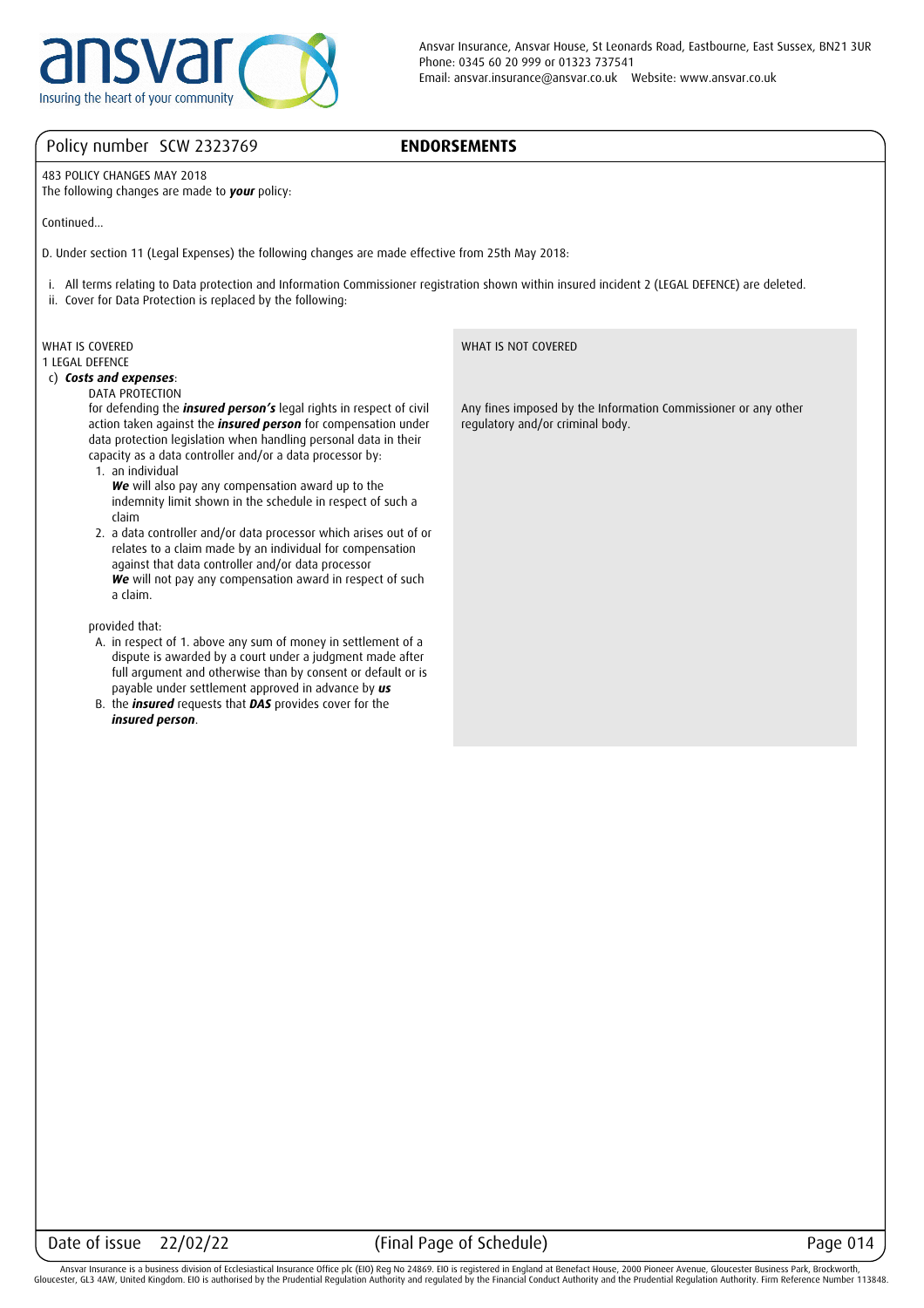Policy number SCW 2323769

## ENDORSEMENTS

483 POLICY CHANGES MAY 2018
The following changes are made to ***your*** policy:

Continued...

D. Under section 11 (Legal Expenses) the following changes are made effective from 25th May 2018:

i. All terms relating to Data protection and Information Commissioner registration shown within insured incident 2 (LEGAL DEFENCE) are deleted.
ii. Cover for Data Protection is replaced by the following:

WHAT IS COVERED

1 LEGAL DEFENCE

c) ***Costs and expenses***:

DATA PROTECTION

for defending the ***insured person's*** legal rights in respect of civil action taken against the ***insured person*** for compensation under data protection legislation when handling personal data in their capacity as a data controller and/or a data processor by:

1. an individual
   ***We*** will also pay any compensation award up to the indemnity limit shown in the schedule in respect of such a claim
2. a data controller and/or data processor which arises out of or relates to a claim made by an individual for compensation against that data controller and/or data processor
   ***We*** will not pay any compensation award in respect of such a claim.

provided that:

A. in respect of 1. above any sum of money in settlement of a dispute is awarded by a court under a judgment made after full argument and otherwise than by consent or default or is payable under settlement approved in advance by ***us***
B. the ***insured*** requests that ***DAS*** provides cover for the ***insured person***.

WHAT IS NOT COVERED

Any fines imposed by the Information Commissioner or any other regulatory and/or criminal body.

Date of issue 22/02/22 (Final Page of Schedule)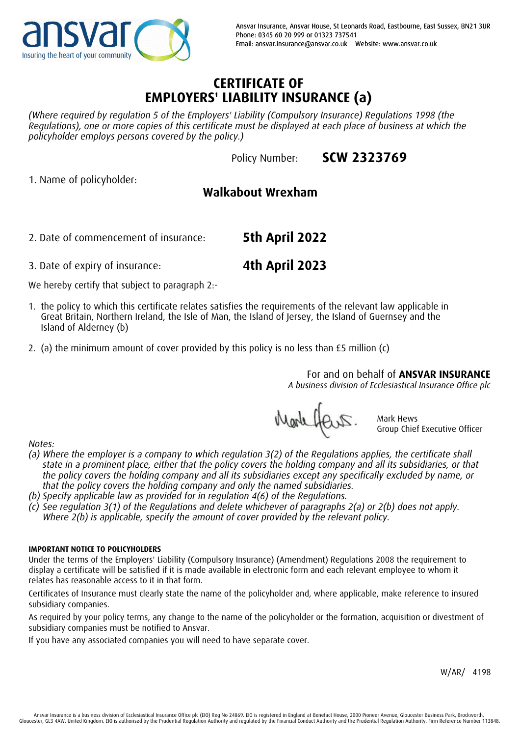Ansvar Insurance, Ansvar House, St Leonards Road, Eastbourne, East Sussex, BN21 3UR
Phone: 0345 60 20 999 or 01323 737541
Email: ansvar.insurance@ansvar.co.uk    Website: www.ansvar.co.uk

# CERTIFICATE OF EMPLOYERS' LIABILITY INSURANCE (a)

*(Where required by regulation 5 of the Employers' Liability (Compulsory Insurance) Regulations 1998 (the Regulations), one or more copies of this certificate must be displayed at each place of business at which the policyholder employs persons covered by the policy.)*

Policy Number: **SCW 2323769**

1. Name of policyholder: **Walkabout Wrexham**

2. Date of commencement of insurance: **5th April 2022**

3. Date of expiry of insurance: **4th April 2023**

We hereby certify that subject to paragraph 2:-

1. the policy to which this certificate relates satisfies the requirements of the relevant law applicable in Great Britain, Northern Ireland, the Isle of Man, the Island of Jersey, the Island of Guernsey and the Island of Alderney (b)

2. (a) the minimum amount of cover provided by this policy is no less than £5 million (c)

For and on behalf of **ANSVAR INSURANCE**
*A business division of Ecclesiastical Insurance Office plc*

Mark Hews
Group Chief Executive Officer

*Notes:*
- *(a) Where the employer is a company to which regulation 3(2) of the Regulations applies, the certificate shall state in a prominent place, either that the policy covers the holding company and all its subsidiaries, or that the policy covers the holding company and all its subsidiaries except any specifically excluded by name, or that the policy covers the holding company and only the named subsidiaries.*
- *(b) Specify applicable law as provided for in regulation 4(6) of the Regulations.*
- *(c) See regulation 3(1) of the Regulations and delete whichever of paragraphs 2(a) or 2(b) does not apply. Where 2(b) is applicable, specify the amount of cover provided by the relevant policy.*

**IMPORTANT NOTICE TO POLICYHOLDERS**

Under the terms of the Employers' Liability (Compulsory Insurance) (Amendment) Regulations 2008 the requirement to display a certificate will be satisfied if it is made available in electronic form and each relevant employee to whom it relates has reasonable access to it in that form.

Certificates of Insurance must clearly state the name of the policyholder and, where applicable, make reference to insured subsidiary companies.

As required by your policy terms, any change to the name of the policyholder or the formation, acquisition or divestment of subsidiary companies must be notified to Ansvar.

If you have any associated companies you will need to have separate cover.

W/AR/ 4198

Ansvar Insurance is a business division of Ecclesiastical Insurance Office plc (EIO) Reg No 24869. EIO is registered in England at Benefact House, 2000 Pioneer Avenue, Gloucester Business Park, Brockworth, Gloucester, GL3 4AW, United Kingdom. EIO is authorised by the Prudential Regulation Authority and regulated by the Financial Conduct Authority and the Prudential Regulation Authority. Firm Reference Number 113848.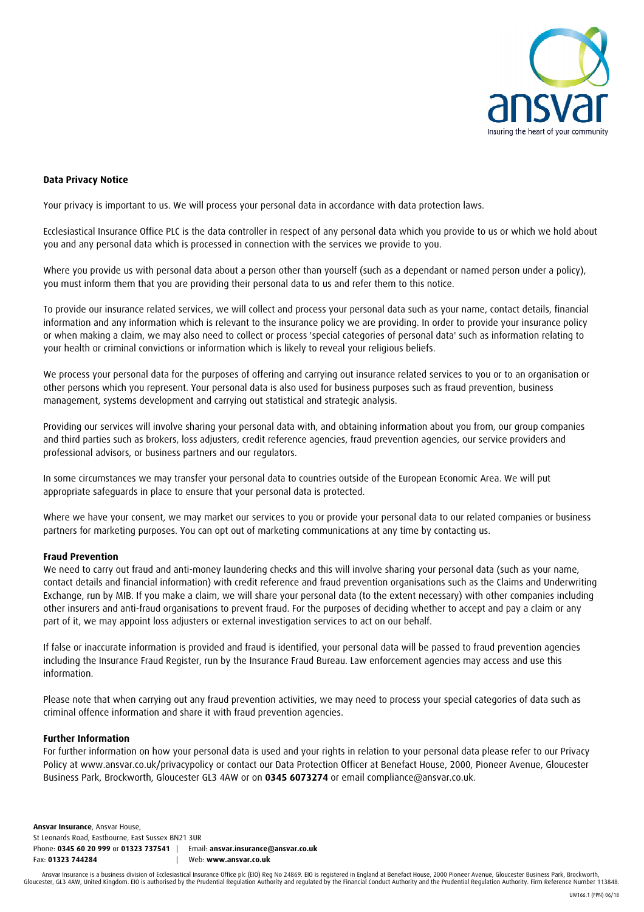ansvar

Insuring the heart of your community

**Data Privacy Notice**

Your privacy is important to us. We will process your personal data in accordance with data protection laws.

Ecclesiastical Insurance Office PLC is the data controller in respect of any personal data which you provide to us or which we hold about you and any personal data which is processed in connection with the services we provide to you.

Where you provide us with personal data about a person other than yourself (such as a dependant or named person under a policy), you must inform them that you are providing their personal data to us and refer them to this notice.

To provide our insurance related services, we will collect and process your personal data such as your name, contact details, financial information and any information which is relevant to the insurance policy we are providing. In order to provide your insurance policy or when making a claim, we may also need to collect or process 'special categories of personal data' such as information relating to your health or criminal convictions or information which is likely to reveal your religious beliefs.

We process your personal data for the purposes of offering and carrying out insurance related services to you or to an organisation or other persons which you represent. Your personal data is also used for business purposes such as fraud prevention, business management, systems development and carrying out statistical and strategic analysis.

Providing our services will involve sharing your personal data with, and obtaining information about you from, our group companies and third parties such as brokers, loss adjusters, credit reference agencies, fraud prevention agencies, our service providers and professional advisors, or business partners and our regulators.

In some circumstances we may transfer your personal data to countries outside of the European Economic Area. We will put appropriate safeguards in place to ensure that your personal data is protected.

Where we have your consent, we may market our services to you or provide your personal data to our related companies or business partners for marketing purposes. You can opt out of marketing communications at any time by contacting us.

**Fraud Prevention**

We need to carry out fraud and anti-money laundering checks and this will involve sharing your personal data (such as your name, contact details and financial information) with credit reference and fraud prevention organisations such as the Claims and Underwriting Exchange, run by MIB. If you make a claim, we will share your personal data (to the extent necessary) with other companies including other insurers and anti-fraud organisations to prevent fraud. For the purposes of deciding whether to accept and pay a claim or any part of it, we may appoint loss adjusters or external investigation services to act on our behalf.

If false or inaccurate information is provided and fraud is identified, your personal data will be passed to fraud prevention agencies including the Insurance Fraud Register, run by the Insurance Fraud Bureau. Law enforcement agencies may access and use this information.

Please note that when carrying out any fraud prevention activities, we may need to process your special categories of data such as criminal offence information and share it with fraud prevention agencies.

**Further Information**

For further information on how your personal data is used and your rights in relation to your personal data please refer to our Privacy Policy at www.ansvar.co.uk/privacypolicy or contact our Data Protection Officer at Benefact House, 2000, Pioneer Avenue, Gloucester Business Park, Brockworth, Gloucester GL3 4AW or on **0345 6073274** or email compliance@ansvar.co.uk.

**Ansvar Insurance**, Ansvar House,
St Leonards Road, Eastbourne, East Sussex BN21 3UR
Phone: **0345 60 20 999** or **01323 737541** | Email: **ansvar.insurance@ansvar.co.uk**
Fax: **01323 744284** | Web: **www.ansvar.co.uk**

Ansvar Insurance is a business division of Ecclesiastical Insurance Office plc (EIO) Reg No 24869. EIO is registered in England at Benefact House, 2000 Pioneer Avenue, Gloucester Business Park, Brockworth, Gloucester, GL3 4AW, United Kingdom. EIO is authorised by the Prudential Regulation Authority and regulated by the Financial Conduct Authority and the Prudential Regulation Authority. Firm Reference Number 113848.

UW166.1 (FPN) 06/18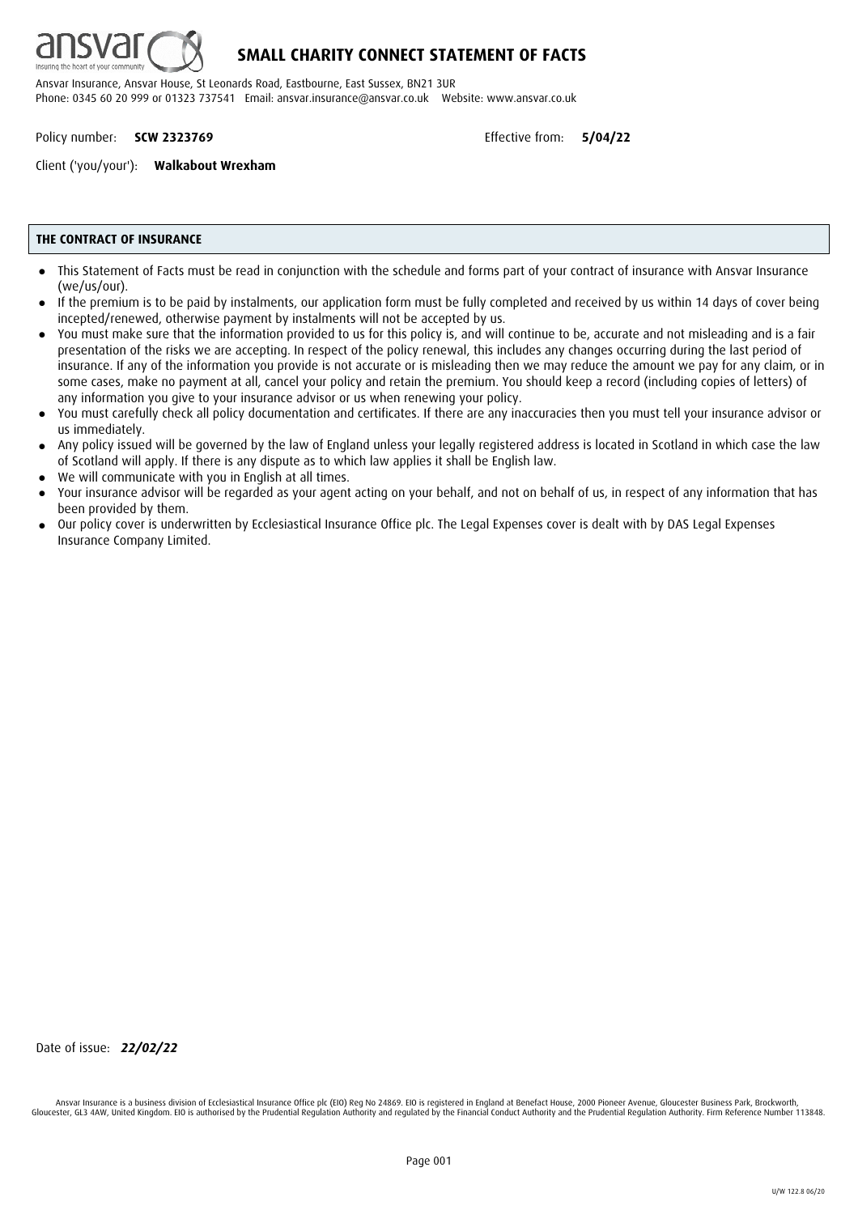# SMALL CHARITY CONNECT STATEMENT OF FACTS

Ansvar Insurance, Ansvar House, St Leonards Road, Eastbourne, East Sussex, BN21 3UR
Phone: 0345 60 20 999 or 01323 737541 Email: ansvar.insurance@ansvar.co.uk Website: www.ansvar.co.uk

Policy number: **SCW 2323769** Effective from: **5/04/22**

Client ('you/your'): **Walkabout Wrexham**

## THE CONTRACT OF INSURANCE

- This Statement of Facts must be read in conjunction with the schedule and forms part of your contract of insurance with Ansvar Insurance (we/us/our).
- If the premium is to be paid by instalments, our application form must be fully completed and received by us within 14 days of cover being incepted/renewed, otherwise payment by instalments will not be accepted by us.
- You must make sure that the information provided to us for this policy is, and will continue to be, accurate and not misleading and is a fair presentation of the risks we are accepting. In respect of the policy renewal, this includes any changes occurring during the last period of insurance. If any of the information you provide is not accurate or is misleading then we may reduce the amount we pay for any claim, or in some cases, make no payment at all, cancel your policy and retain the premium. You should keep a record (including copies of letters) of any information you give to your insurance advisor or us when renewing your policy.
- You must carefully check all policy documentation and certificates. If there are any inaccuracies then you must tell your insurance advisor or us immediately.
- Any policy issued will be governed by the law of England unless your legally registered address is located in Scotland in which case the law of Scotland will apply. If there is any dispute as to which law applies it shall be English law.
- We will communicate with you in English at all times.
- Your insurance advisor will be regarded as your agent acting on your behalf, and not on behalf of us, in respect of any information that has been provided by them.
- Our policy cover is underwritten by Ecclesiastical Insurance Office plc. The Legal Expenses cover is dealt with by DAS Legal Expenses Insurance Company Limited.

Date of issue: ***22/02/22***

Ansvar Insurance is a business division of Ecclesiastical Insurance Office plc (EIO) Reg No 24869. EIO is registered in England at Benefact House, 2000 Pioneer Avenue, Gloucester Business Park, Brockworth, Gloucester, GL3 4AW, United Kingdom. EIO is authorised by the Prudential Regulation Authority and regulated by the Financial Conduct Authority and the Prudential Regulation Authority. Firm Reference Number 113848.

U/W 122.8 06/20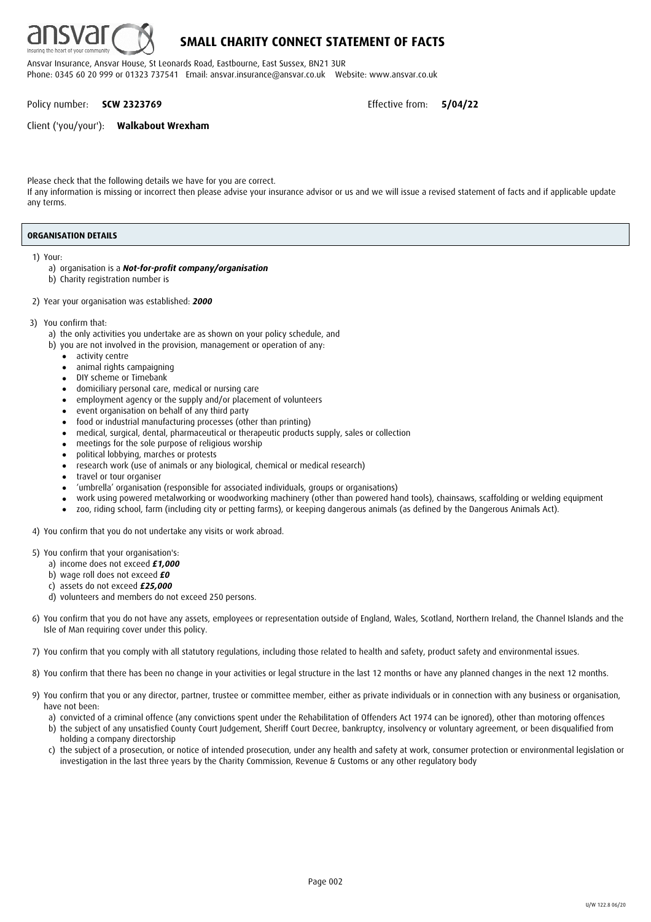# SMALL CHARITY CONNECT STATEMENT OF FACTS

Ansvar Insurance, Ansvar House, St Leonards Road, Eastbourne, East Sussex, BN21 3UR
Phone: 0345 60 20 999 or 01323 737541 Email: ansvar.insurance@ansvar.co.uk Website: www.ansvar.co.uk

Policy number: **SCW 2323769** Effective from: **5/04/22**

Client ('you/your'): **Walkabout Wrexham**

Please check that the following details we have for you are correct.
If any information is missing or incorrect then please advise your insurance advisor or us and we will issue a revised statement of facts and if applicable update any terms.

## ORGANISATION DETAILS

1) Your:
   a) organisation is a ***Not-for-profit company/organisation***
   b) Charity registration number is

2) Year your organisation was established: ***2000***

3) You confirm that:
   a) the only activities you undertake are as shown on your policy schedule, and
   b) you are not involved in the provision, management or operation of any:
      - activity centre
      - animal rights campaigning
      - DIY scheme or Timebank
      - domiciliary personal care, medical or nursing care
      - employment agency or the supply and/or placement of volunteers
      - event organisation on behalf of any third party
      - food or industrial manufacturing processes (other than printing)
      - medical, surgical, dental, pharmaceutical or therapeutic products supply, sales or collection
      - meetings for the sole purpose of religious worship
      - political lobbying, marches or protests
      - research work (use of animals or any biological, chemical or medical research)
      - travel or tour organiser
      - 'umbrella' organisation (responsible for associated individuals, groups or organisations)
      - work using powered metalworking or woodworking machinery (other than powered hand tools), chainsaws, scaffolding or welding equipment
      - zoo, riding school, farm (including city or petting farms), or keeping dangerous animals (as defined by the Dangerous Animals Act).

4) You confirm that you do not undertake any visits or work abroad.

5) You confirm that your organisation's:
   a) income does not exceed ***£1,000***
   b) wage roll does not exceed ***£0***
   c) assets do not exceed ***£25,000***
   d) volunteers and members do not exceed 250 persons.

6) You confirm that you do not have any assets, employees or representation outside of England, Wales, Scotland, Northern Ireland, the Channel Islands and the Isle of Man requiring cover under this policy.

7) You confirm that you comply with all statutory regulations, including those related to health and safety, product safety and environmental issues.

8) You confirm that there has been no change in your activities or legal structure in the last 12 months or have any planned changes in the next 12 months.

9) You confirm that you or any director, partner, trustee or committee member, either as private individuals or in connection with any business or organisation, have not been:
   a) convicted of a criminal offence (any convictions spent under the Rehabilitation of Offenders Act 1974 can be ignored), other than motoring offences
   b) the subject of any unsatisfied County Court Judgement, Sheriff Court Decree, bankruptcy, insolvency or voluntary agreement, or been disqualified from holding a company directorship
   c) the subject of a prosecution, or notice of intended prosecution, under any health and safety at work, consumer protection or environmental legislation or investigation in the last three years by the Charity Commission, Revenue & Customs or any other regulatory body

U/W 122.8 06/20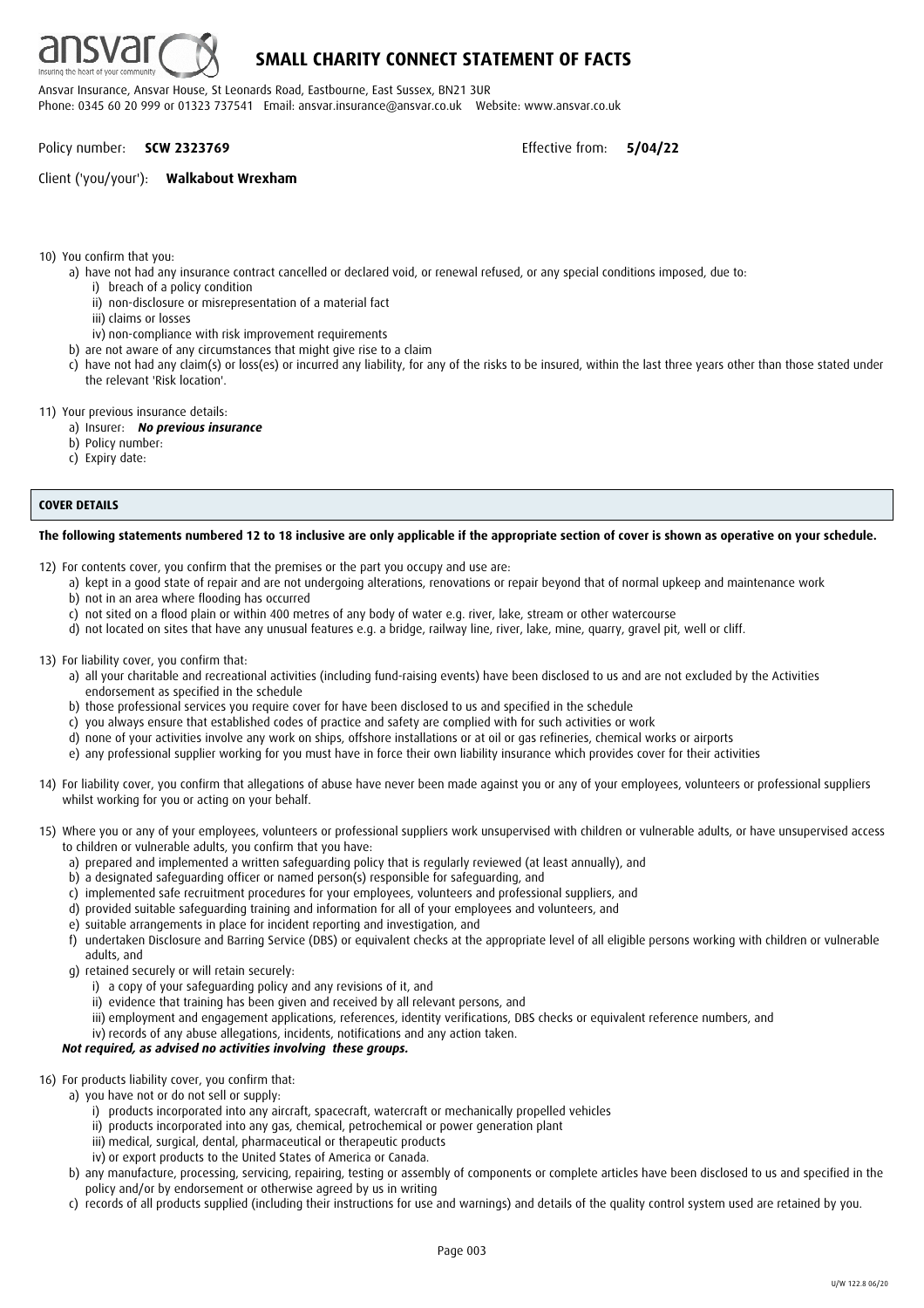# SMALL CHARITY CONNECT STATEMENT OF FACTS

Ansvar Insurance, Ansvar House, St Leonards Road, Eastbourne, East Sussex, BN21 3UR
Phone: 0345 60 20 999 or 01323 737541 Email: ansvar.insurance@ansvar.co.uk Website: www.ansvar.co.uk

Policy number: **SCW 2323769** Effective from: **5/04/22**

Client ('you/your'): **Walkabout Wrexham**

10) You confirm that you:
    a) have not had any insurance contract cancelled or declared void, or renewal refused, or any special conditions imposed, due to:
        i) breach of a policy condition
        ii) non-disclosure or misrepresentation of a material fact
        iii) claims or losses
        iv) non-compliance with risk improvement requirements
    b) are not aware of any circumstances that might give rise to a claim
    c) have not had any claim(s) or loss(es) or incurred any liability, for any of the risks to be insured, within the last three years other than those stated under the relevant 'Risk location'.

11) Your previous insurance details:
    a) Insurer: ***No previous insurance***
    b) Policy number:
    c) Expiry date:

## COVER DETAILS

**The following statements numbered 12 to 18 inclusive are only applicable if the appropriate section of cover is shown as operative on your schedule.**

12) For contents cover, you confirm that the premises or the part you occupy and use are:
    a) kept in a good state of repair and are not undergoing alterations, renovations or repair beyond that of normal upkeep and maintenance work
    b) not in an area where flooding has occurred
    c) not sited on a flood plain or within 400 metres of any body of water e.g. river, lake, stream or other watercourse
    d) not located on sites that have any unusual features e.g. a bridge, railway line, river, lake, mine, quarry, gravel pit, well or cliff.

13) For liability cover, you confirm that:
    a) all your charitable and recreational activities (including fund-raising events) have been disclosed to us and are not excluded by the Activities endorsement as specified in the schedule
    b) those professional services you require cover for have been disclosed to us and specified in the schedule
    c) you always ensure that established codes of practice and safety are complied with for such activities or work
    d) none of your activities involve any work on ships, offshore installations or at oil or gas refineries, chemical works or airports
    e) any professional supplier working for you must have in force their own liability insurance which provides cover for their activities

14) For liability cover, you confirm that allegations of abuse have never been made against you or any of your employees, volunteers or professional suppliers whilst working for you or acting on your behalf.

15) Where you or any of your employees, volunteers or professional suppliers work unsupervised with children or vulnerable adults, or have unsupervised access to children or vulnerable adults, you confirm that you have:
    a) prepared and implemented a written safeguarding policy that is regularly reviewed (at least annually), and
    b) a designated safeguarding officer or named person(s) responsible for safeguarding, and
    c) implemented safe recruitment procedures for your employees, volunteers and professional suppliers, and
    d) provided suitable safeguarding training and information for all of your employees and volunteers, and
    e) suitable arrangements in place for incident reporting and investigation, and
    f) undertaken Disclosure and Barring Service (DBS) or equivalent checks at the appropriate level of all eligible persons working with children or vulnerable adults, and
    g) retained securely or will retain securely:
        i) a copy of your safeguarding policy and any revisions of it, and
        ii) evidence that training has been given and received by all relevant persons, and
        iii) employment and engagement applications, references, identity verifications, DBS checks or equivalent reference numbers, and
        iv) records of any abuse allegations, incidents, notifications and any action taken.

    ***Not required, as advised no activities involving these groups.***

16) For products liability cover, you confirm that:
    a) you have not or do not sell or supply:
        i) products incorporated into any aircraft, spacecraft, watercraft or mechanically propelled vehicles
        ii) products incorporated into any gas, chemical, petrochemical or power generation plant
        iii) medical, surgical, dental, pharmaceutical or therapeutic products
        iv) or export products to the United States of America or Canada.
    b) any manufacture, processing, servicing, repairing, testing or assembly of components or complete articles have been disclosed to us and specified in the policy and/or by endorsement or otherwise agreed by us in writing
    c) records of all products supplied (including their instructions for use and warnings) and details of the quality control system used are retained by you.

U/W 122.8 06/20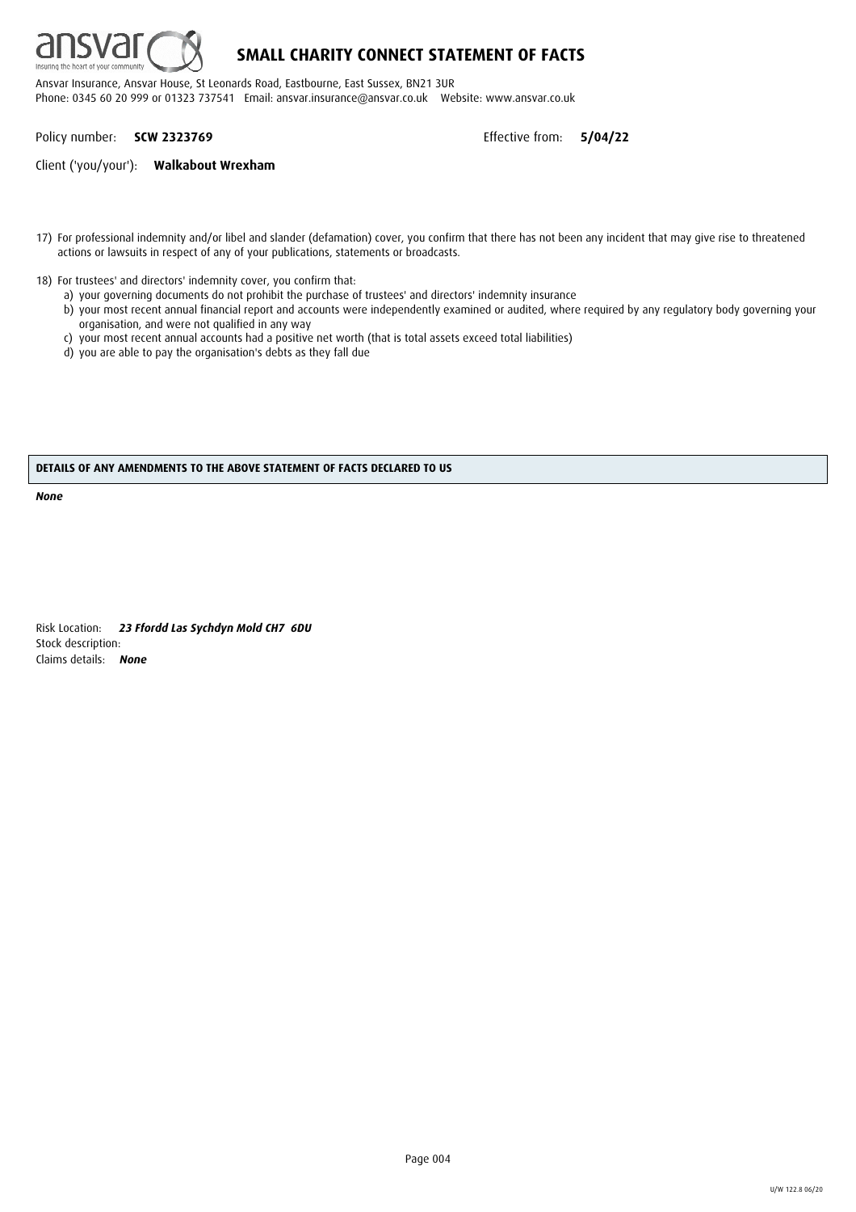# SMALL CHARITY CONNECT STATEMENT OF FACTS

Ansvar Insurance, Ansvar House, St Leonards Road, Eastbourne, East Sussex, BN21 3UR
Phone: 0345 60 20 999 or 01323 737541 Email: ansvar.insurance@ansvar.co.uk Website: www.ansvar.co.uk

Policy number: **SCW 2323769** Effective from: **5/04/22**

Client ('you/your'): **Walkabout Wrexham**

17) For professional indemnity and/or libel and slander (defamation) cover, you confirm that there has not been any incident that may give rise to threatened actions or lawsuits in respect of any of your publications, statements or broadcasts.

18) For trustees' and directors' indemnity cover, you confirm that:
   a) your governing documents do not prohibit the purchase of trustees' and directors' indemnity insurance
   b) your most recent annual financial report and accounts were independently examined or audited, where required by any regulatory body governing your organisation, and were not qualified in any way
   c) your most recent annual accounts had a positive net worth (that is total assets exceed total liabilities)
   d) you are able to pay the organisation's debts as they fall due

**DETAILS OF ANY AMENDMENTS TO THE ABOVE STATEMENT OF FACTS DECLARED TO US**

***None***

Risk Location: ***23 Ffordd Las Sychdyn Mold CH7 6DU***
Stock description:
Claims details: ***None***

U/W 122.8 06/20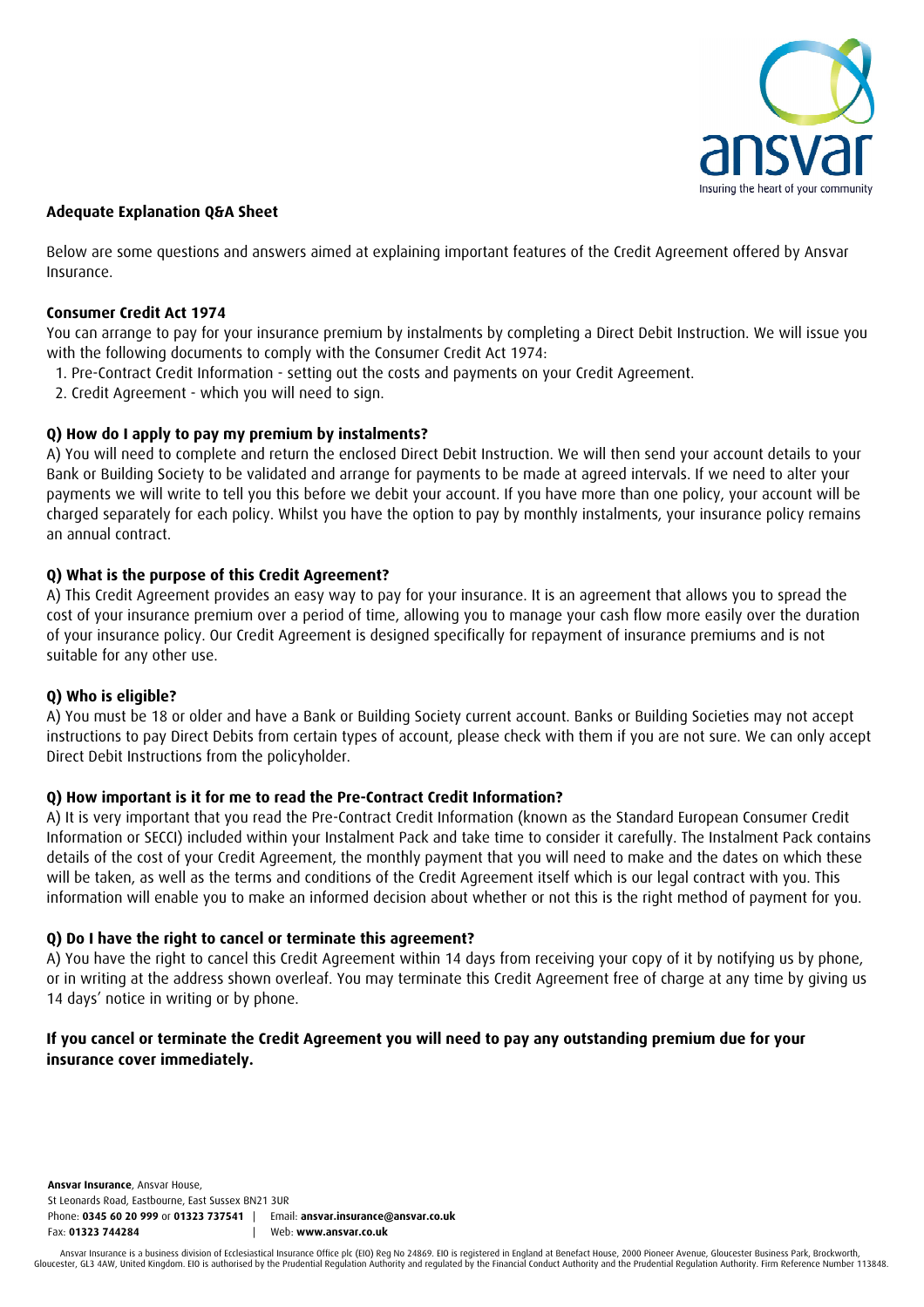## Adequate Explanation Q&A Sheet

Below are some questions and answers aimed at explaining important features of the Credit Agreement offered by Ansvar Insurance.

### Consumer Credit Act 1974

You can arrange to pay for your insurance premium by instalments by completing a Direct Debit Instruction. We will issue you with the following documents to comply with the Consumer Credit Act 1974:

1. Pre-Contract Credit Information - setting out the costs and payments on your Credit Agreement.
2. Credit Agreement - which you will need to sign.

### Q) How do I apply to pay my premium by instalments?

A) You will need to complete and return the enclosed Direct Debit Instruction. We will then send your account details to your Bank or Building Society to be validated and arrange for payments to be made at agreed intervals. If we need to alter your payments we will write to tell you this before we debit your account. If you have more than one policy, your account will be charged separately for each policy. Whilst you have the option to pay by monthly instalments, your insurance policy remains an annual contract.

### Q) What is the purpose of this Credit Agreement?

A) This Credit Agreement provides an easy way to pay for your insurance. It is an agreement that allows you to spread the cost of your insurance premium over a period of time, allowing you to manage your cash flow more easily over the duration of your insurance policy. Our Credit Agreement is designed specifically for repayment of insurance premiums and is not suitable for any other use.

### Q) Who is eligible?

A) You must be 18 or older and have a Bank or Building Society current account. Banks or Building Societies may not accept instructions to pay Direct Debits from certain types of account, please check with them if you are not sure. We can only accept Direct Debit Instructions from the policyholder.

### Q) How important is it for me to read the Pre-Contract Credit Information?

A) It is very important that you read the Pre-Contract Credit Information (known as the Standard European Consumer Credit Information or SECCI) included within your Instalment Pack and take time to consider it carefully. The Instalment Pack contains details of the cost of your Credit Agreement, the monthly payment that you will need to make and the dates on which these will be taken, as well as the terms and conditions of the Credit Agreement itself which is our legal contract with you. This information will enable you to make an informed decision about whether or not this is the right method of payment for you.

### Q) Do I have the right to cancel or terminate this agreement?

A) You have the right to cancel this Credit Agreement within 14 days from receiving your copy of it by notifying us by phone, or in writing at the address shown overleaf. You may terminate this Credit Agreement free of charge at any time by giving us 14 days' notice in writing or by phone.

**If you cancel or terminate the Credit Agreement you will need to pay any outstanding premium due for your insurance cover immediately.**

**Ansvar Insurance**, Ansvar House,
St Leonards Road, Eastbourne, East Sussex BN21 3UR
Phone: **0345 60 20 999** or **01323 737541** | Email: **ansvar.insurance@ansvar.co.uk**
Fax: **01323 744284** | Web: **www.ansvar.co.uk**

Ansvar Insurance is a business division of Ecclesiastical Insurance Office plc (EIO) Reg No 24869. EIO is registered in England at Benefact House, 2000 Pioneer Avenue, Gloucester Business Park, Brockworth, Gloucester, GL3 4AW, United Kingdom. EIO is authorised by the Prudential Regulation Authority and regulated by the Financial Conduct Authority and the Prudential Regulation Authority. Firm Reference Number 113848.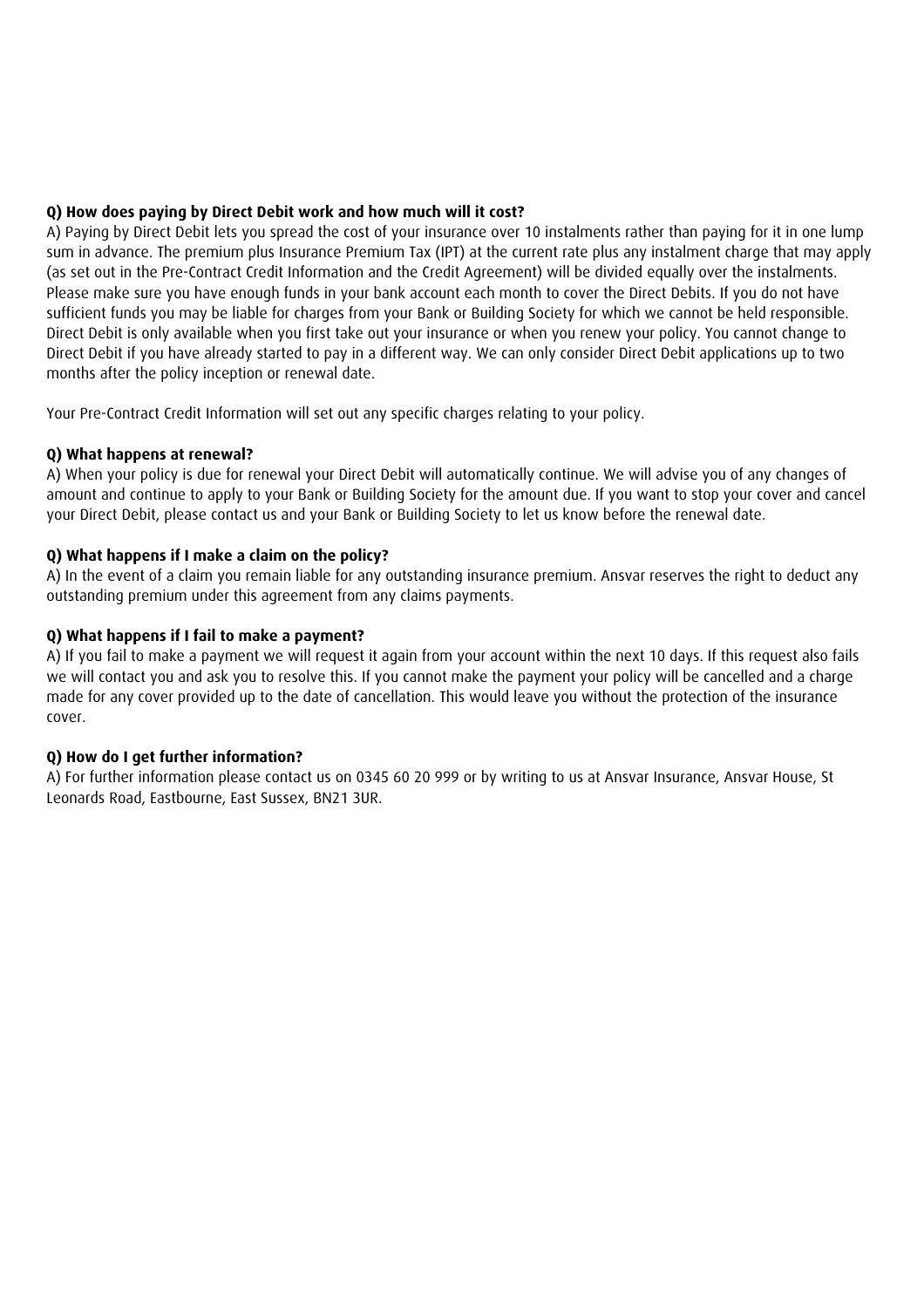**Q) How does paying by Direct Debit work and how much will it cost?**

A) Paying by Direct Debit lets you spread the cost of your insurance over 10 instalments rather than paying for it in one lump sum in advance. The premium plus Insurance Premium Tax (IPT) at the current rate plus any instalment charge that may apply (as set out in the Pre-Contract Credit Information and the Credit Agreement) will be divided equally over the instalments. Please make sure you have enough funds in your bank account each month to cover the Direct Debits. If you do not have sufficient funds you may be liable for charges from your Bank or Building Society for which we cannot be held responsible. Direct Debit is only available when you first take out your insurance or when you renew your policy. You cannot change to Direct Debit if you have already started to pay in a different way. We can only consider Direct Debit applications up to two months after the policy inception or renewal date.

Your Pre-Contract Credit Information will set out any specific charges relating to your policy.

**Q) What happens at renewal?**

A) When your policy is due for renewal your Direct Debit will automatically continue. We will advise you of any changes of amount and continue to apply to your Bank or Building Society for the amount due. If you want to stop your cover and cancel your Direct Debit, please contact us and your Bank or Building Society to let us know before the renewal date.

**Q) What happens if I make a claim on the policy?**

A) In the event of a claim you remain liable for any outstanding insurance premium. Ansvar reserves the right to deduct any outstanding premium under this agreement from any claims payments.

**Q) What happens if I fail to make a payment?**

A) If you fail to make a payment we will request it again from your account within the next 10 days. If this request also fails we will contact you and ask you to resolve this. If you cannot make the payment your policy will be cancelled and a charge made for any cover provided up to the date of cancellation. This would leave you without the protection of the insurance cover.

**Q) How do I get further information?**

A) For further information please contact us on 0345 60 20 999 or by writing to us at Ansvar Insurance, Ansvar House, St Leonards Road, Eastbourne, East Sussex, BN21 3UR.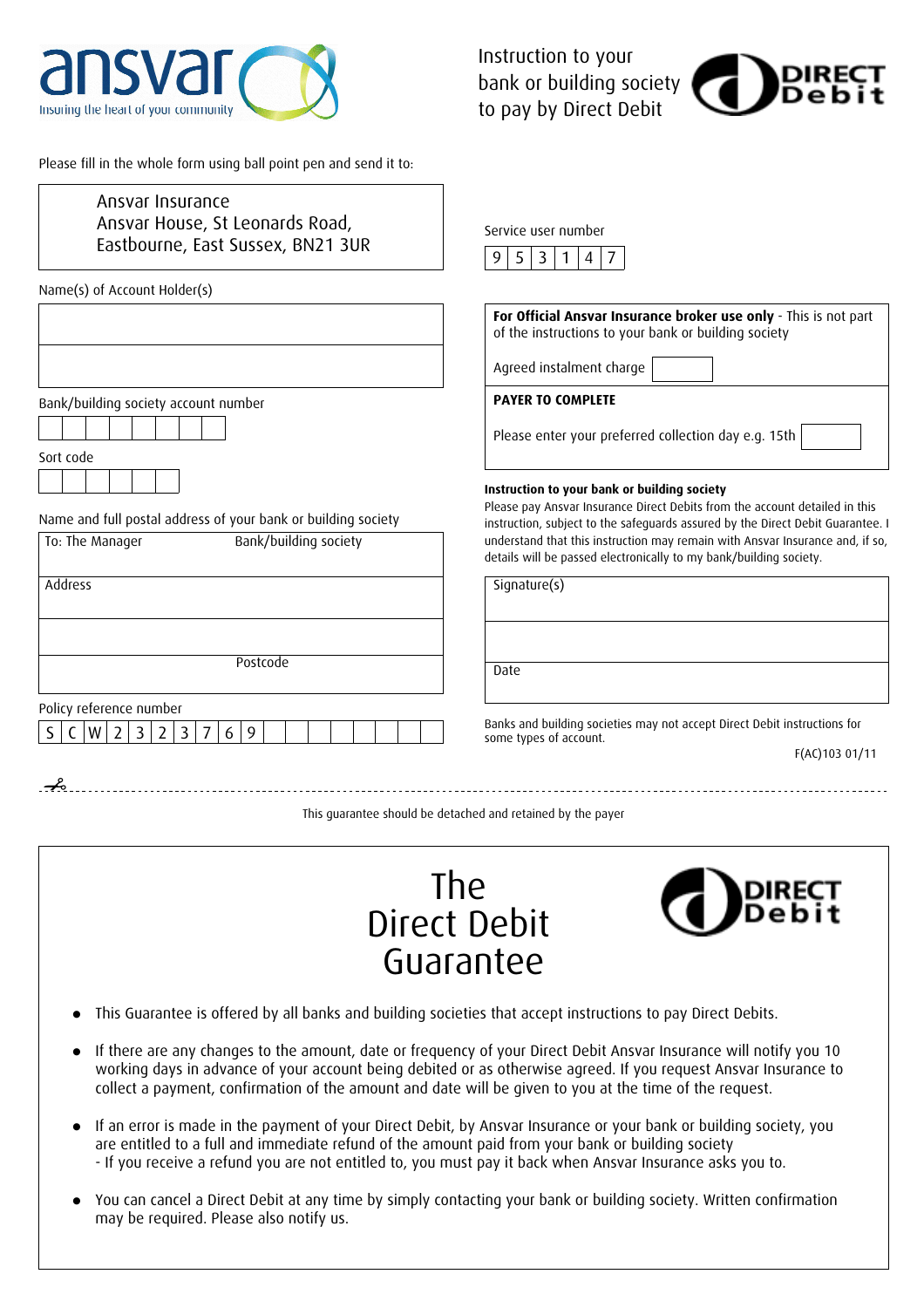ansvar
Insuring the heart of your community

Instruction to your bank or building society to pay by Direct Debit

DIRECT Debit

Please fill in the whole form using ball point pen and send it to:

Ansvar Insurance
Ansvar House, St Leonards Road,
Eastbourne, East Sussex, BN21 3UR

Service user number

| 9 | 5 | 3 | 1 | 4 | 7 |
|---|---|---|---|---|---|

Name(s) of Account Holder(s)

Bank/building society account number

Sort code

Name and full postal address of your bank or building society

To: The Manager Bank/building society

Address

Postcode

Policy reference number

| S | C | W | 2 | 3 | 2 | 3 | 7 | 6 | 9 | | | | | | | | |
|---|---|---|---|---|---|---|---|---|---|---|---|---|---|---|---|---|---|

**For Official Ansvar Insurance broker use only** - This is not part of the instructions to your bank or building society

Agreed instalment charge

**PAYER TO COMPLETE**

Please enter your preferred collection day e.g. 15th

**Instruction to your bank or building society**

Please pay Ansvar Insurance Direct Debits from the account detailed in this instruction, subject to the safeguards assured by the Direct Debit Guarantee. I understand that this instruction may remain with Ansvar Insurance and, if so, details will be passed electronically to my bank/building society.

Signature(s)

Date

Banks and building societies may not accept Direct Debit instructions for some types of account.

F(AC)103 01/11

This guarantee should be detached and retained by the payer

# The Direct Debit Guarantee

DIRECT Debit

- This Guarantee is offered by all banks and building societies that accept instructions to pay Direct Debits.
- If there are any changes to the amount, date or frequency of your Direct Debit Ansvar Insurance will notify you 10 working days in advance of your account being debited or as otherwise agreed. If you request Ansvar Insurance to collect a payment, confirmation of the amount and date will be given to you at the time of the request.
- If an error is made in the payment of your Direct Debit, by Ansvar Insurance or your bank or building society, you are entitled to a full and immediate refund of the amount paid from your bank or building society
  - If you receive a refund you are not entitled to, you must pay it back when Ansvar Insurance asks you to.
- You can cancel a Direct Debit at any time by simply contacting your bank or building society. Written confirmation may be required. Please also notify us.